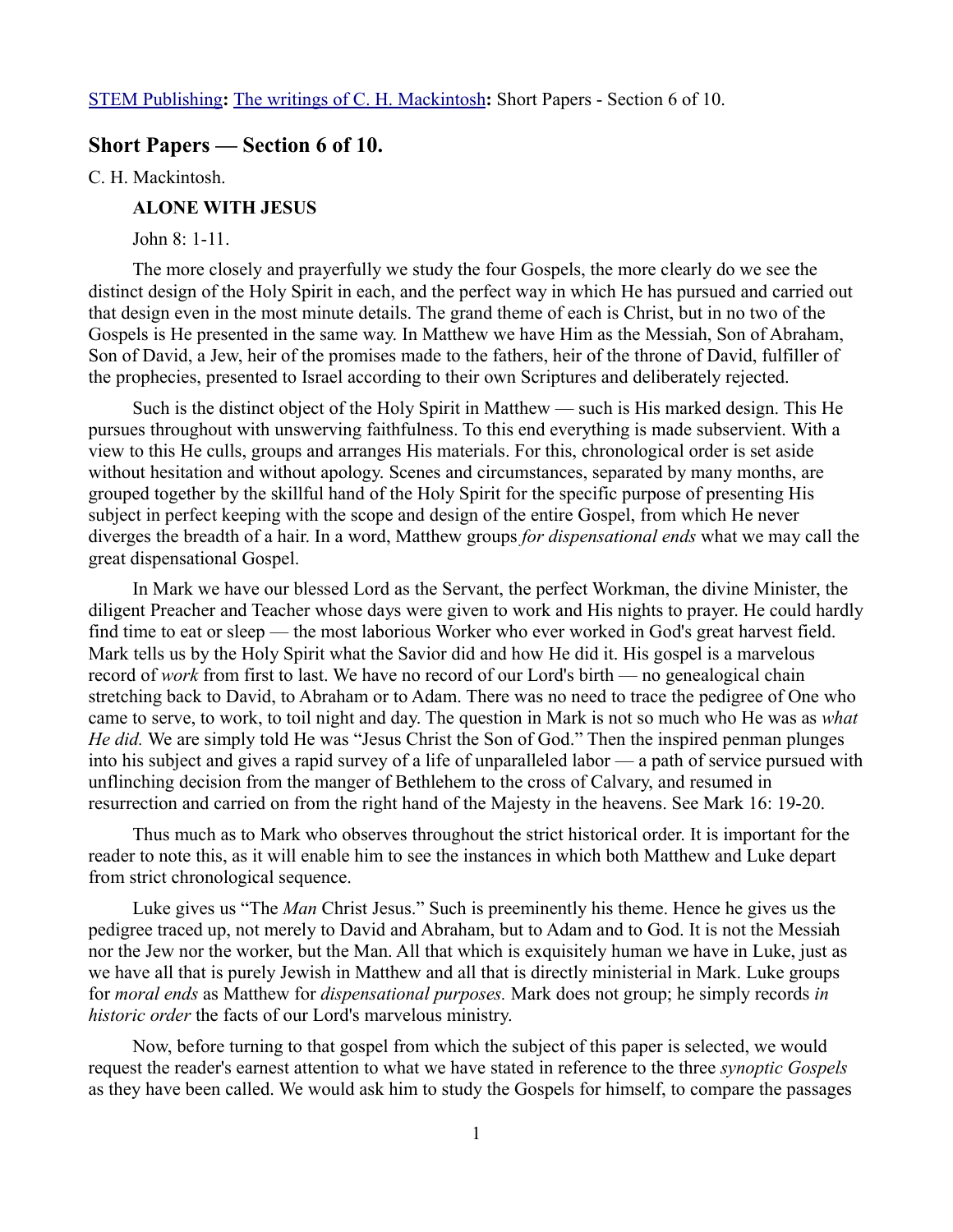STEM Publishing**:** The writings of C. H. Mackintosh**:** Short Papers - Section 6 of 10.

## Short Papers — Section 6 of 10.

C. H. Mackintosh.

### ALONE WITH JESUS

John 8: 1-11.

The more closely and prayerfully we study the four Gospels, the more clearly do we see the distinct design of the Holy Spirit in each, and the perfect way in which He has pursued and carried out that design even in the most minute details. The grand theme of each is Christ, but in no two of the Gospels is He presented in the same way. In Matthew we have Him as the Messiah, Son of Abraham, Son of David, a Jew, heir of the promises made to the fathers, heir of the throne of David, fulfiller of the prophecies, presented to Israel according to their own Scriptures and deliberately rejected.

Such is the distinct object of the Holy Spirit in Matthew — such is His marked design. This He pursues throughout with unswerving faithfulness. To this end everything is made subservient. With a view to this He culls, groups and arranges His materials. For this, chronological order is set aside without hesitation and without apology. Scenes and circumstances, separated by many months, are grouped together by the skillful hand of the Holy Spirit for the specific purpose of presenting His subject in perfect keeping with the scope and design of the entire Gospel, from which He never diverges the breadth of a hair. In a word, Matthew groups *for dispensational ends* what we may call the great dispensational Gospel.

In Mark we have our blessed Lord as the Servant, the perfect Workman, the divine Minister, the diligent Preacher and Teacher whose days were given to work and His nights to prayer. He could hardly find time to eat or sleep — the most laborious Worker who ever worked in God's great harvest field. Mark tells us by the Holy Spirit what the Savior did and how He did it. His gospel is a marvelous record of *work* from first to last. We have no record of our Lord's birth — no genealogical chain stretching back to David, to Abraham or to Adam. There was no need to trace the pedigree of One who came to serve, to work, to toil night and day. The question in Mark is not so much who He was as *what He did.* We are simply told He was "Jesus Christ the Son of God." Then the inspired penman plunges into his subject and gives a rapid survey of a life of unparalleled labor — a path of service pursued with unflinching decision from the manger of Bethlehem to the cross of Calvary, and resumed in resurrection and carried on from the right hand of the Majesty in the heavens. See Mark 16: 19-20.

Thus much as to Mark who observes throughout the strict historical order. It is important for the reader to note this, as it will enable him to see the instances in which both Matthew and Luke depart from strict chronological sequence.

Luke gives us "The *Man* Christ Jesus." Such is preeminently his theme. Hence he gives us the pedigree traced up, not merely to David and Abraham, but to Adam and to God. It is not the Messiah nor the Jew nor the worker, but the Man. All that which is exquisitely human we have in Luke, just as we have all that is purely Jewish in Matthew and all that is directly ministerial in Mark. Luke groups for *moral ends* as Matthew for *dispensational purposes.* Mark does not group; he simply records *in historic order* the facts of our Lord's marvelous ministry.

Now, before turning to that gospel from which the subject of this paper is selected, we would request the reader's earnest attention to what we have stated in reference to the three *synoptic Gospels* as they have been called. We would ask him to study the Gospels for himself, to compare the passages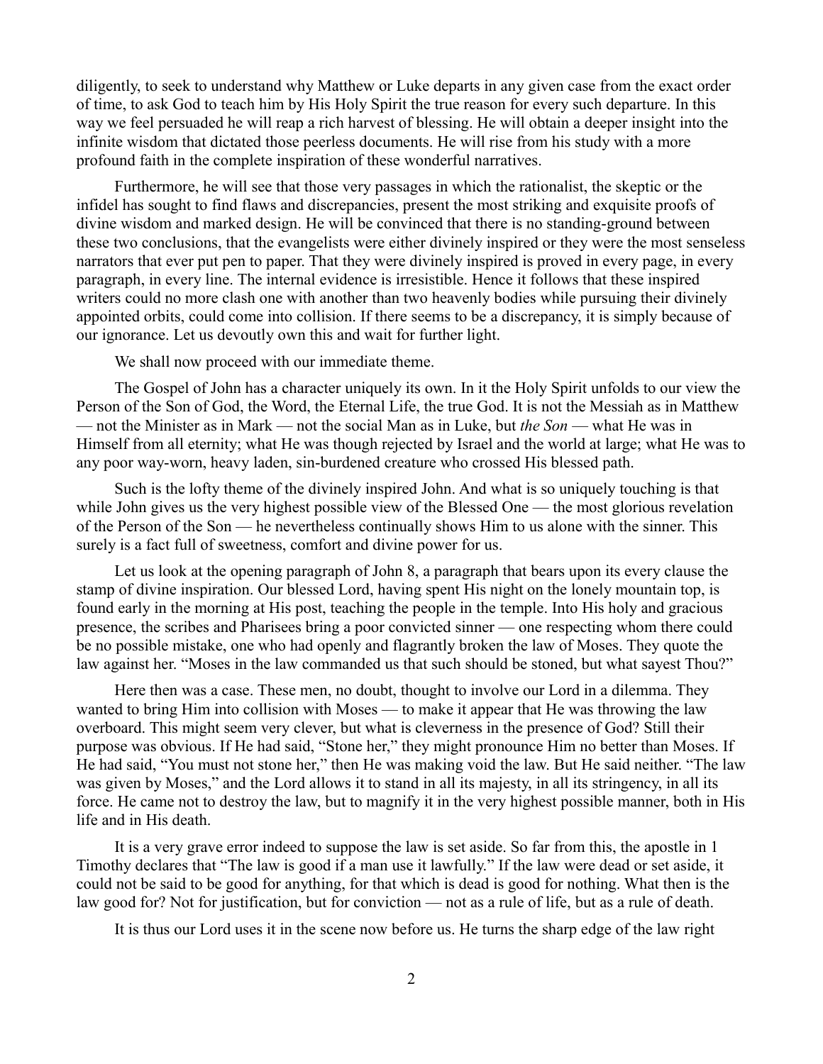diligently, to seek to understand why Matthew or Luke departs in any given case from the exact order of time, to ask God to teach him by His Holy Spirit the true reason for every such departure. In this way we feel persuaded he will reap a rich harvest of blessing. He will obtain a deeper insight into the infinite wisdom that dictated those peerless documents. He will rise from his study with a more profound faith in the complete inspiration of these wonderful narratives.

Furthermore, he will see that those very passages in which the rationalist, the skeptic or the infidel has sought to find flaws and discrepancies, present the most striking and exquisite proofs of divine wisdom and marked design. He will be convinced that there is no standing-ground between these two conclusions, that the evangelists were either divinely inspired or they were the most senseless narrators that ever put pen to paper. That they were divinely inspired is proved in every page, in every paragraph, in every line. The internal evidence is irresistible. Hence it follows that these inspired writers could no more clash one with another than two heavenly bodies while pursuing their divinely appointed orbits, could come into collision. If there seems to be a discrepancy, it is simply because of our ignorance. Let us devoutly own this and wait for further light.

We shall now proceed with our immediate theme.

The Gospel of John has a character uniquely its own. In it the Holy Spirit unfolds to our view the Person of the Son of God, the Word, the Eternal Life, the true God. It is not the Messiah as in Matthew — not the Minister as in Mark — not the social Man as in Luke, but *the Son* — what He was in Himself from all eternity; what He was though rejected by Israel and the world at large; what He was to any poor way-worn, heavy laden, sin-burdened creature who crossed His blessed path.

Such is the lofty theme of the divinely inspired John. And what is so uniquely touching is that while John gives us the very highest possible view of the Blessed One — the most glorious revelation of the Person of the Son — he nevertheless continually shows Him to us alone with the sinner. This surely is a fact full of sweetness, comfort and divine power for us.

Let us look at the opening paragraph of John 8, a paragraph that bears upon its every clause the stamp of divine inspiration. Our blessed Lord, having spent His night on the lonely mountain top, is found early in the morning at His post, teaching the people in the temple. Into His holy and gracious presence, the scribes and Pharisees bring a poor convicted sinner — one respecting whom there could be no possible mistake, one who had openly and flagrantly broken the law of Moses. They quote the law against her. "Moses in the law commanded us that such should be stoned, but what sayest Thou?"

Here then was a case. These men, no doubt, thought to involve our Lord in a dilemma. They wanted to bring Him into collision with Moses — to make it appear that He was throwing the law overboard. This might seem very clever, but what is cleverness in the presence of God? Still their purpose was obvious. If He had said, "Stone her," they might pronounce Him no better than Moses. If He had said, "You must not stone her," then He was making void the law. But He said neither. "The law was given by Moses," and the Lord allows it to stand in all its majesty, in all its stringency, in all its force. He came not to destroy the law, but to magnify it in the very highest possible manner, both in His life and in His death.

It is a very grave error indeed to suppose the law is set aside. So far from this, the apostle in 1 Timothy declares that "The law is good if a man use it lawfully." If the law were dead or set aside, it could not be said to be good for anything, for that which is dead is good for nothing. What then is the law good for? Not for justification, but for conviction — not as a rule of life, but as a rule of death.

It is thus our Lord uses it in the scene now before us. He turns the sharp edge of the law right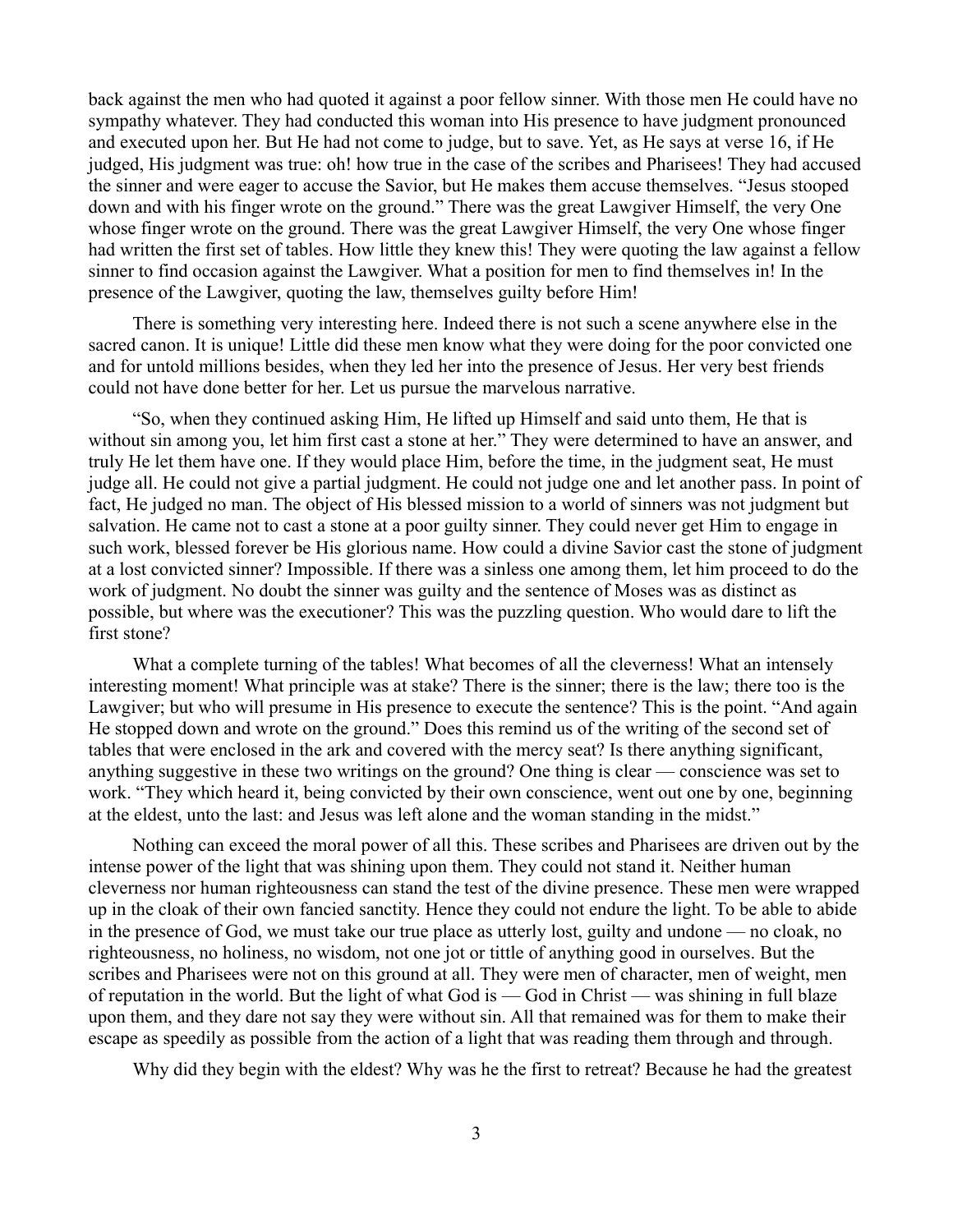back against the men who had quoted it against a poor fellow sinner. With those men He could have no sympathy whatever. They had conducted this woman into His presence to have judgment pronounced and executed upon her. But He had not come to judge, but to save. Yet, as He says at verse 16, if He judged, His judgment was true: oh! how true in the case of the scribes and Pharisees! They had accused the sinner and were eager to accuse the Savior, but He makes them accuse themselves. "Jesus stooped down and with his finger wrote on the ground." There was the great Lawgiver Himself, the very One whose finger wrote on the ground. There was the great Lawgiver Himself, the very One whose finger had written the first set of tables. How little they knew this! They were quoting the law against a fellow sinner to find occasion against the Lawgiver. What a position for men to find themselves in! In the presence of the Lawgiver, quoting the law, themselves guilty before Him!

There is something very interesting here. Indeed there is not such a scene anywhere else in the sacred canon. It is unique! Little did these men know what they were doing for the poor convicted one and for untold millions besides, when they led her into the presence of Jesus. Her very best friends could not have done better for her. Let us pursue the marvelous narrative.

"So, when they continued asking Him, He lifted up Himself and said unto them, He that is without sin among you, let him first cast a stone at her." They were determined to have an answer, and truly He let them have one. If they would place Him, before the time, in the judgment seat, He must judge all. He could not give a partial judgment. He could not judge one and let another pass. In point of fact, He judged no man. The object of His blessed mission to a world of sinners was not judgment but salvation. He came not to cast a stone at a poor guilty sinner. They could never get Him to engage in such work, blessed forever be His glorious name. How could a divine Savior cast the stone of judgment at a lost convicted sinner? Impossible. If there was a sinless one among them, let him proceed to do the work of judgment. No doubt the sinner was guilty and the sentence of Moses was as distinct as possible, but where was the executioner? This was the puzzling question. Who would dare to lift the first stone?

What a complete turning of the tables! What becomes of all the cleverness! What an intensely interesting moment! What principle was at stake? There is the sinner; there is the law; there too is the Lawgiver; but who will presume in His presence to execute the sentence? This is the point. "And again He stopped down and wrote on the ground." Does this remind us of the writing of the second set of tables that were enclosed in the ark and covered with the mercy seat? Is there anything significant, anything suggestive in these two writings on the ground? One thing is clear — conscience was set to work. "They which heard it, being convicted by their own conscience, went out one by one, beginning at the eldest, unto the last: and Jesus was left alone and the woman standing in the midst."

Nothing can exceed the moral power of all this. These scribes and Pharisees are driven out by the intense power of the light that was shining upon them. They could not stand it. Neither human cleverness nor human righteousness can stand the test of the divine presence. These men were wrapped up in the cloak of their own fancied sanctity. Hence they could not endure the light. To be able to abide in the presence of God, we must take our true place as utterly lost, guilty and undone — no cloak, no righteousness, no holiness, no wisdom, not one jot or tittle of anything good in ourselves. But the scribes and Pharisees were not on this ground at all. They were men of character, men of weight, men of reputation in the world. But the light of what God is — God in Christ — was shining in full blaze upon them, and they dare not say they were without sin. All that remained was for them to make their escape as speedily as possible from the action of a light that was reading them through and through.

Why did they begin with the eldest? Why was he the first to retreat? Because he had the greatest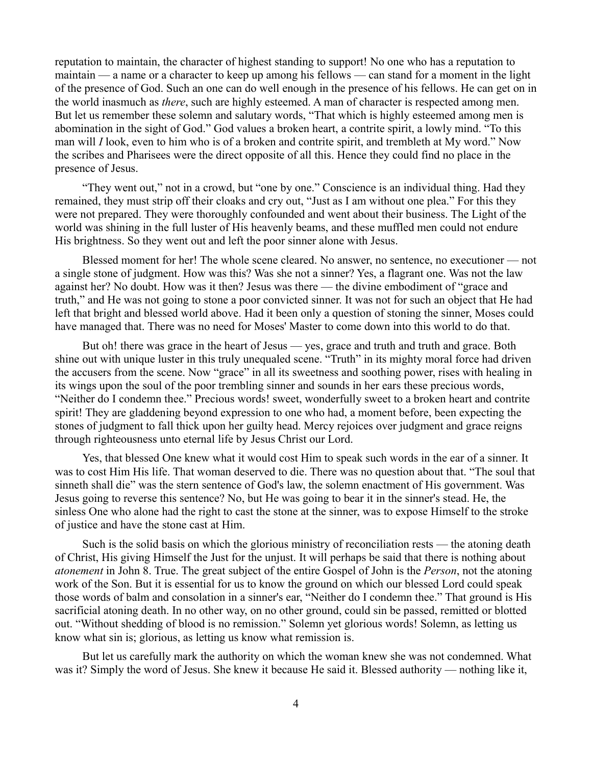reputation to maintain, the character of highest standing to support! No one who has a reputation to maintain — a name or a character to keep up among his fellows — can stand for a moment in the light of the presence of God. Such an one can do well enough in the presence of his fellows. He can get on in the world inasmuch as *there*, such are highly esteemed. A man of character is respected among men. But let us remember these solemn and salutary words, "That which is highly esteemed among men is abomination in the sight of God." God values a broken heart, a contrite spirit, a lowly mind. "To this man will *I* look, even to him who is of a broken and contrite spirit, and trembleth at My word." Now the scribes and Pharisees were the direct opposite of all this. Hence they could find no place in the presence of Jesus.

"They went out," not in a crowd, but "one by one." Conscience is an individual thing. Had they remained, they must strip off their cloaks and cry out, "Just as I am without one plea." For this they were not prepared. They were thoroughly confounded and went about their business. The Light of the world was shining in the full luster of His heavenly beams, and these muffled men could not endure His brightness. So they went out and left the poor sinner alone with Jesus.

Blessed moment for her! The whole scene cleared. No answer, no sentence, no executioner — not a single stone of judgment. How was this? Was she not a sinner? Yes, a flagrant one. Was not the law against her? No doubt. How was it then? Jesus was there — the divine embodiment of "grace and truth," and He was not going to stone a poor convicted sinner. It was not for such an object that He had left that bright and blessed world above. Had it been only a question of stoning the sinner, Moses could have managed that. There was no need for Moses' Master to come down into this world to do that.

But oh! there was grace in the heart of Jesus — yes, grace and truth and truth and grace. Both shine out with unique luster in this truly unequaled scene. "Truth" in its mighty moral force had driven the accusers from the scene. Now "grace" in all its sweetness and soothing power, rises with healing in its wings upon the soul of the poor trembling sinner and sounds in her ears these precious words, "Neither do I condemn thee." Precious words! sweet, wonderfully sweet to a broken heart and contrite spirit! They are gladdening beyond expression to one who had, a moment before, been expecting the stones of judgment to fall thick upon her guilty head. Mercy rejoices over judgment and grace reigns through righteousness unto eternal life by Jesus Christ our Lord.

Yes, that blessed One knew what it would cost Him to speak such words in the ear of a sinner. It was to cost Him His life. That woman deserved to die. There was no question about that. "The soul that sinneth shall die" was the stern sentence of God's law, the solemn enactment of His government. Was Jesus going to reverse this sentence? No, but He was going to bear it in the sinner's stead. He, the sinless One who alone had the right to cast the stone at the sinner, was to expose Himself to the stroke of justice and have the stone cast at Him.

Such is the solid basis on which the glorious ministry of reconciliation rests — the atoning death of Christ, His giving Himself the Just for the unjust. It will perhaps be said that there is nothing about *atonement* in John 8. True. The great subject of the entire Gospel of John is the *Person*, not the atoning work of the Son. But it is essential for us to know the ground on which our blessed Lord could speak those words of balm and consolation in a sinner's ear, "Neither do I condemn thee." That ground is His sacrificial atoning death. In no other way, on no other ground, could sin be passed, remitted or blotted out. "Without shedding of blood is no remission." Solemn yet glorious words! Solemn, as letting us know what sin is; glorious, as letting us know what remission is.

But let us carefully mark the authority on which the woman knew she was not condemned. What was it? Simply the word of Jesus. She knew it because He said it. Blessed authority — nothing like it,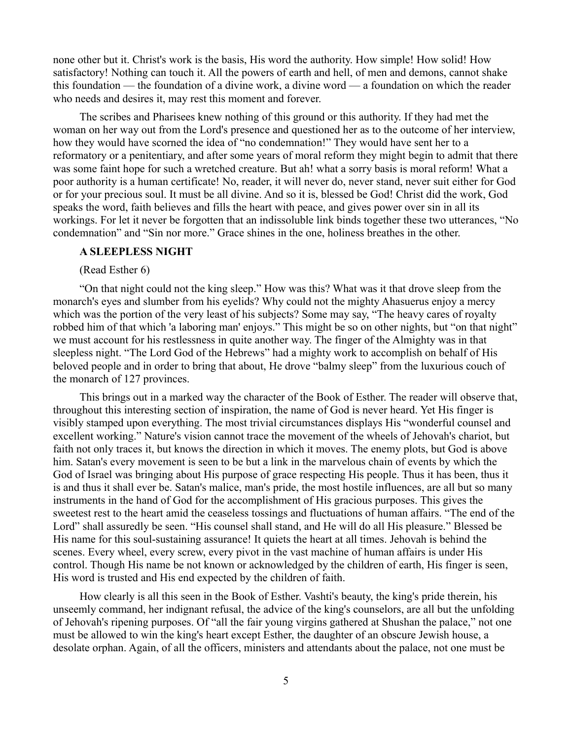none other but it. Christ's work is the basis, His word the authority. How simple! How solid! How satisfactory! Nothing can touch it. All the powers of earth and hell, of men and demons, cannot shake this foundation — the foundation of a divine work, a divine word — a foundation on which the reader who needs and desires it, may rest this moment and forever.

The scribes and Pharisees knew nothing of this ground or this authority. If they had met the woman on her way out from the Lord's presence and questioned her as to the outcome of her interview, how they would have scorned the idea of "no condemnation!" They would have sent her to a reformatory or a penitentiary, and after some years of moral reform they might begin to admit that there was some faint hope for such a wretched creature. But ah! what a sorry basis is moral reform! What a poor authority is a human certificate! No, reader, it will never do, never stand, never suit either for God or for your precious soul. It must be all divine. And so it is, blessed be God! Christ did the work, God speaks the word, faith believes and fills the heart with peace, and gives power over sin in all its workings. For let it never be forgotten that an indissoluble link binds together these two utterances, "No condemnation" and "Sin nor more." Grace shines in the one, holiness breathes in the other.

### A SLEEPLESS NIGHT

(Read Esther 6)

"On that night could not the king sleep." How was this? What was it that drove sleep from the monarch's eyes and slumber from his eyelids? Why could not the mighty Ahasuerus enjoy a mercy which was the portion of the very least of his subjects? Some may say, "The heavy cares of royalty robbed him of that which 'a laboring man' enjoys." This might be so on other nights, but "on that night" we must account for his restlessness in quite another way. The finger of the Almighty was in that sleepless night. "The Lord God of the Hebrews" had a mighty work to accomplish on behalf of His beloved people and in order to bring that about, He drove "balmy sleep" from the luxurious couch of the monarch of 127 provinces.

This brings out in a marked way the character of the Book of Esther. The reader will observe that, throughout this interesting section of inspiration, the name of God is never heard. Yet His finger is visibly stamped upon everything. The most trivial circumstances displays His "wonderful counsel and excellent working." Nature's vision cannot trace the movement of the wheels of Jehovah's chariot, but faith not only traces it, but knows the direction in which it moves. The enemy plots, but God is above him. Satan's every movement is seen to be but a link in the marvelous chain of events by which the God of Israel was bringing about His purpose of grace respecting His people. Thus it has been, thus it is and thus it shall ever be. Satan's malice, man's pride, the most hostile influences, are all but so many instruments in the hand of God for the accomplishment of His gracious purposes. This gives the sweetest rest to the heart amid the ceaseless tossings and fluctuations of human affairs. "The end of the Lord" shall assuredly be seen. "His counsel shall stand, and He will do all His pleasure." Blessed be His name for this soul-sustaining assurance! It quiets the heart at all times. Jehovah is behind the scenes. Every wheel, every screw, every pivot in the vast machine of human affairs is under His control. Though His name be not known or acknowledged by the children of earth, His finger is seen, His word is trusted and His end expected by the children of faith.

How clearly is all this seen in the Book of Esther. Vashti's beauty, the king's pride therein, his unseemly command, her indignant refusal, the advice of the king's counselors, are all but the unfolding of Jehovah's ripening purposes. Of "all the fair young virgins gathered at Shushan the palace," not one must be allowed to win the king's heart except Esther, the daughter of an obscure Jewish house, a desolate orphan. Again, of all the officers, ministers and attendants about the palace, not one must be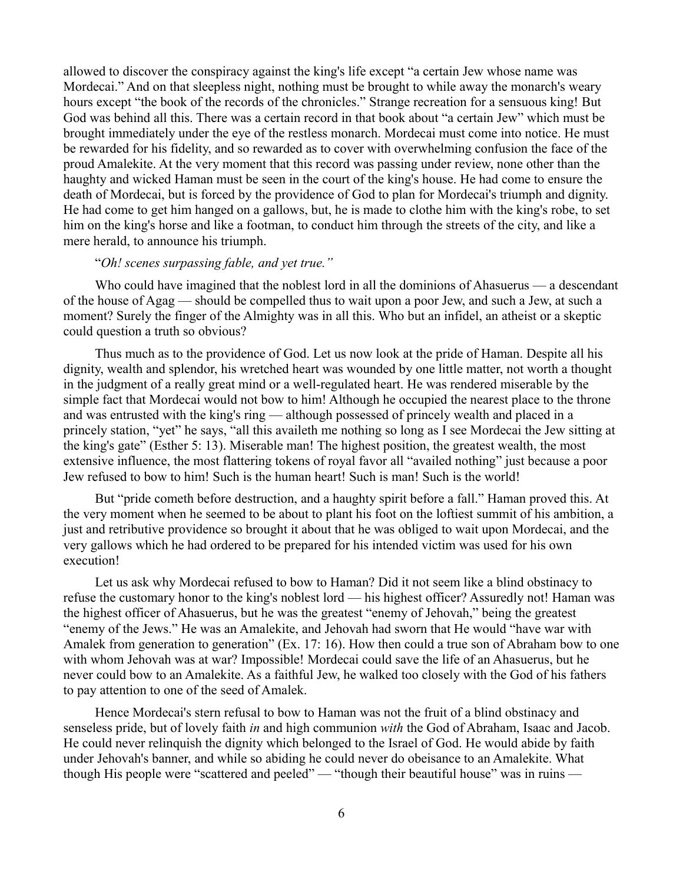allowed to discover the conspiracy against the king's life except "a certain Jew whose name was Mordecai." And on that sleepless night, nothing must be brought to while away the monarch's weary hours except "the book of the records of the chronicles." Strange recreation for a sensuous king! But God was behind all this. There was a certain record in that book about "a certain Jew" which must be brought immediately under the eye of the restless monarch. Mordecai must come into notice. He must be rewarded for his fidelity, and so rewarded as to cover with overwhelming confusion the face of the proud Amalekite. At the very moment that this record was passing under review, none other than the haughty and wicked Haman must be seen in the court of the king's house. He had come to ensure the death of Mordecai, but is forced by the providence of God to plan for Mordecai's triumph and dignity. He had come to get him hanged on a gallows, but, he is made to clothe him with the king's robe, to set him on the king's horse and like a footman, to conduct him through the streets of the city, and like a mere herald, to announce his triumph.

"*Oh! scenes surpassing fable, and yet true.*"

Who could have imagined that the noblest lord in all the dominions of Ahasuerus — a descendant of the house of Agag — should be compelled thus to wait upon a poor Jew, and such a Jew, at such a moment? Surely the finger of the Almighty was in all this. Who but an infidel, an atheist or a skeptic could question a truth so obvious?

Thus much as to the providence of God. Let us now look at the pride of Haman. Despite all his dignity, wealth and splendor, his wretched heart was wounded by one little matter, not worth a thought in the judgment of a really great mind or a well-regulated heart. He was rendered miserable by the simple fact that Mordecai would not bow to him! Although he occupied the nearest place to the throne and was entrusted with the king's ring — although possessed of princely wealth and placed in a princely station, "yet" he says, "all this availeth me nothing so long as I see Mordecai the Jew sitting at the king's gate" (Esther 5: 13). Miserable man! The highest position, the greatest wealth, the most extensive influence, the most flattering tokens of royal favor all "availed nothing" just because a poor Jew refused to bow to him! Such is the human heart! Such is man! Such is the world!

But "pride cometh before destruction, and a haughty spirit before a fall." Haman proved this. At the very moment when he seemed to be about to plant his foot on the loftiest summit of his ambition, a just and retributive providence so brought it about that he was obliged to wait upon Mordecai, and the very gallows which he had ordered to be prepared for his intended victim was used for his own execution!

Let us ask why Mordecai refused to bow to Haman? Did it not seem like a blind obstinacy to refuse the customary honor to the king's noblest lord — his highest officer? Assuredly not! Haman was the highest officer of Ahasuerus, but he was the greatest "enemy of Jehovah," being the greatest "enemy of the Jews." He was an Amalekite, and Jehovah had sworn that He would "have war with Amalek from generation to generation" (Ex. 17: 16). How then could a true son of Abraham bow to one with whom Jehovah was at war? Impossible! Mordecai could save the life of an Ahasuerus, but he never could bow to an Amalekite. As a faithful Jew, he walked too closely with the God of his fathers to pay attention to one of the seed of Amalek.

Hence Mordecai's stern refusal to bow to Haman was not the fruit of a blind obstinacy and senseless pride, but of lovely faith *in* and high communion *with* the God of Abraham, Isaac and Jacob. He could never relinquish the dignity which belonged to the Israel of God. He would abide by faith under Jehovah's banner, and while so abiding he could never do obeisance to an Amalekite. What though His people were "scattered and peeled" — "though their beautiful house" was in ruins —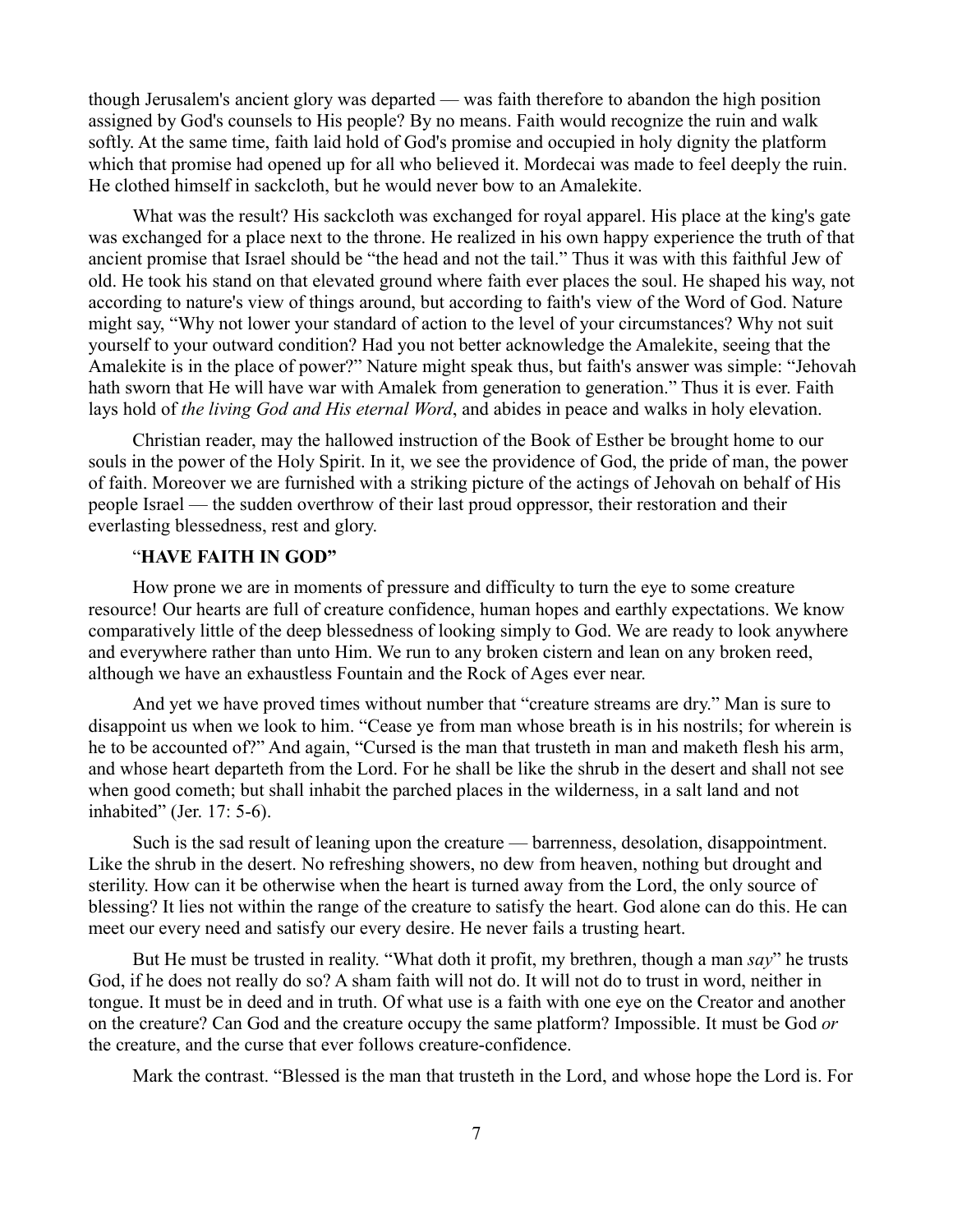though Jerusalem's ancient glory was departed — was faith therefore to abandon the high position assigned by God's counsels to His people? By no means. Faith would recognize the ruin and walk softly. At the same time, faith laid hold of God's promise and occupied in holy dignity the platform which that promise had opened up for all who believed it. Mordecai was made to feel deeply the ruin. He clothed himself in sackcloth, but he would never bow to an Amalekite.

What was the result? His sackcloth was exchanged for royal apparel. His place at the king's gate was exchanged for a place next to the throne. He realized in his own happy experience the truth of that ancient promise that Israel should be "the head and not the tail." Thus it was with this faithful Jew of old. He took his stand on that elevated ground where faith ever places the soul. He shaped his way, not according to nature's view of things around, but according to faith's view of the Word of God. Nature might say, "Why not lower your standard of action to the level of your circumstances? Why not suit yourself to your outward condition? Had you not better acknowledge the Amalekite, seeing that the Amalekite is in the place of power?" Nature might speak thus, but faith's answer was simple: "Jehovah hath sworn that He will have war with Amalek from generation to generation." Thus it is ever. Faith lays hold of *the living God and His eternal Word*, and abides in peace and walks in holy elevation.

Christian reader, may the hallowed instruction of the Book of Esther be brought home to our souls in the power of the Holy Spirit. In it, we see the providence of God, the pride of man, the power of faith. Moreover we are furnished with a striking picture of the actings of Jehovah on behalf of His people Israel — the sudden overthrow of their last proud oppressor, their restoration and their everlasting blessedness, rest and glory.

## "HAVE FAITH IN GOD"

How prone we are in moments of pressure and difficulty to turn the eye to some creature resource! Our hearts are full of creature confidence, human hopes and earthly expectations. We know comparatively little of the deep blessedness of looking simply to God. We are ready to look anywhere and everywhere rather than unto Him. We run to any broken cistern and lean on any broken reed, although we have an exhaustless Fountain and the Rock of Ages ever near.

And yet we have proved times without number that "creature streams are dry." Man is sure to disappoint us when we look to him. "Cease ye from man whose breath is in his nostrils; for wherein is he to be accounted of?" And again, "Cursed is the man that trusteth in man and maketh flesh his arm, and whose heart departeth from the Lord. For he shall be like the shrub in the desert and shall not see when good cometh; but shall inhabit the parched places in the wilderness, in a salt land and not inhabited" (Jer. 17: 5-6).

Such is the sad result of leaning upon the creature — barrenness, desolation, disappointment. Like the shrub in the desert. No refreshing showers, no dew from heaven, nothing but drought and sterility. How can it be otherwise when the heart is turned away from the Lord, the only source of blessing? It lies not within the range of the creature to satisfy the heart. God alone can do this. He can meet our every need and satisfy our every desire. He never fails a trusting heart.

But He must be trusted in reality. "What doth it profit, my brethren, though a man *say*" he trusts God, if he does not really do so? A sham faith will not do. It will not do to trust in word, neither in tongue. It must be in deed and in truth. Of what use is a faith with one eye on the Creator and another on the creature? Can God and the creature occupy the same platform? Impossible. It must be God *or* the creature, and the curse that ever follows creature-confidence.

Mark the contrast. "Blessed is the man that trusteth in the Lord, and whose hope the Lord is. For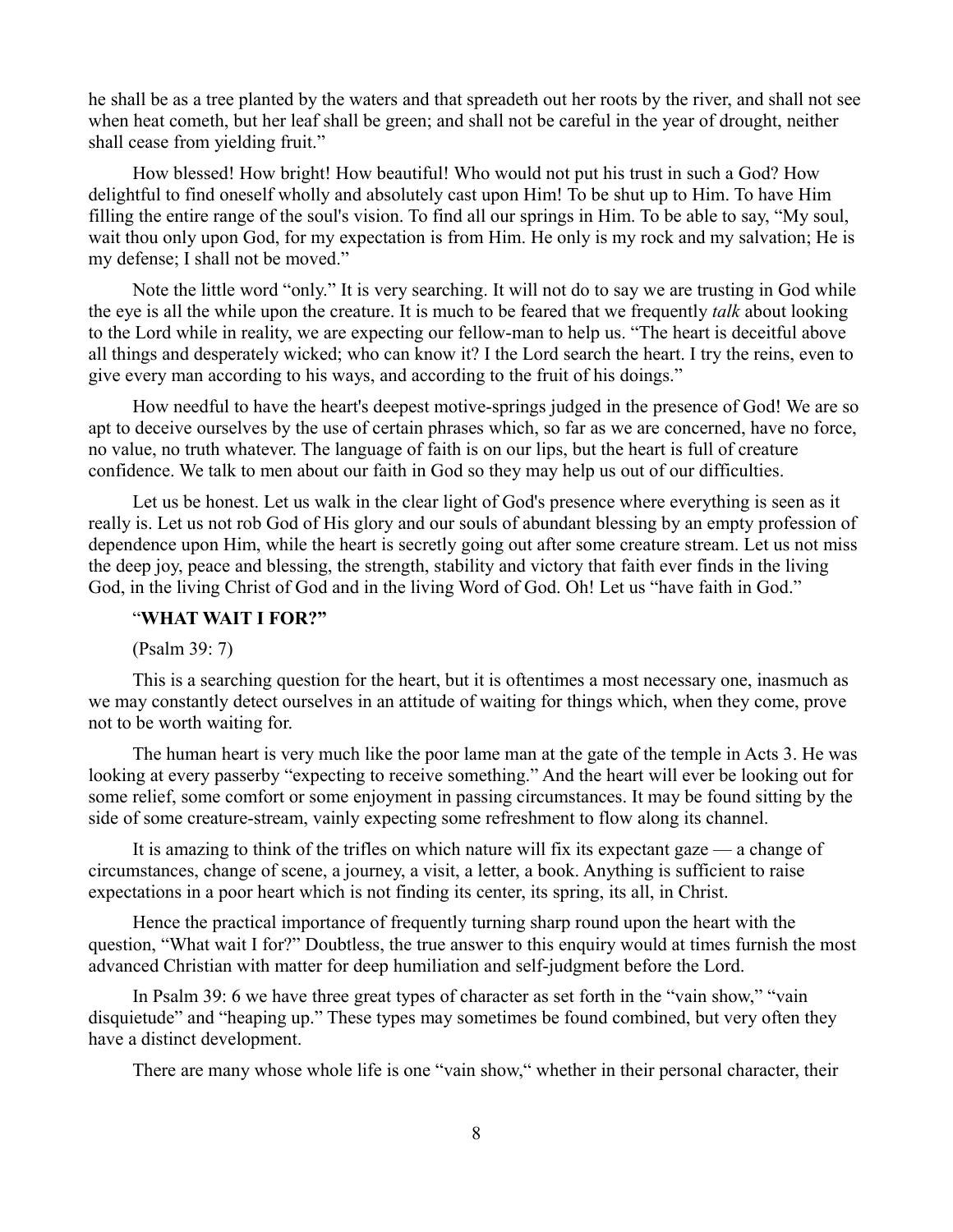he shall be as a tree planted by the waters and that spreadeth out her roots by the river, and shall not see when heat cometh, but her leaf shall be green; and shall not be careful in the year of drought, neither shall cease from yielding fruit."

How blessed! How bright! How beautiful! Who would not put his trust in such a God? How delightful to find oneself wholly and absolutely cast upon Him! To be shut up to Him. To have Him filling the entire range of the soul's vision. To find all our springs in Him. To be able to say, "My soul, wait thou only upon God, for my expectation is from Him. He only is my rock and my salvation; He is my defense; I shall not be moved."

Note the little word "only." It is very searching. It will not do to say we are trusting in God while the eye is all the while upon the creature. It is much to be feared that we frequently *talk* about looking to the Lord while in reality, we are expecting our fellow-man to help us. "The heart is deceitful above all things and desperately wicked; who can know it? I the Lord search the heart. I try the reins, even to give every man according to his ways, and according to the fruit of his doings."

How needful to have the heart's deepest motive-springs judged in the presence of God! We are so apt to deceive ourselves by the use of certain phrases which, so far as we are concerned, have no force, no value, no truth whatever. The language of faith is on our lips, but the heart is full of creature confidence. We talk to men about our faith in God so they may help us out of our difficulties.

Let us be honest. Let us walk in the clear light of God's presence where everything is seen as it really is. Let us not rob God of His glory and our souls of abundant blessing by an empty profession of dependence upon Him, while the heart is secretly going out after some creature stream. Let us not miss the deep joy, peace and blessing, the strength, stability and victory that faith ever finds in the living God, in the living Christ of God and in the living Word of God. Oh! Let us "have faith in God."

## "WHAT WAIT I FOR?"

(Psalm 39: 7)

This is a searching question for the heart, but it is oftentimes a most necessary one, inasmuch as we may constantly detect ourselves in an attitude of waiting for things which, when they come, prove not to be worth waiting for.

The human heart is very much like the poor lame man at the gate of the temple in Acts 3. He was looking at every passerby "expecting to receive something." And the heart will ever be looking out for some relief, some comfort or some enjoyment in passing circumstances. It may be found sitting by the side of some creature-stream, vainly expecting some refreshment to flow along its channel.

It is amazing to think of the trifles on which nature will fix its expectant gaze — a change of circumstances, change of scene, a journey, a visit, a letter, a book. Anything is sufficient to raise expectations in a poor heart which is not finding its center, its spring, its all, in Christ.

Hence the practical importance of frequently turning sharp round upon the heart with the question, "What wait I for?" Doubtless, the true answer to this enquiry would at times furnish the most advanced Christian with matter for deep humiliation and self-judgment before the Lord.

In Psalm 39: 6 we have three great types of character as set forth in the "vain show," "vain disquietude" and "heaping up." These types may sometimes be found combined, but very often they have a distinct development.

There are many whose whole life is one "vain show," whether in their personal character, their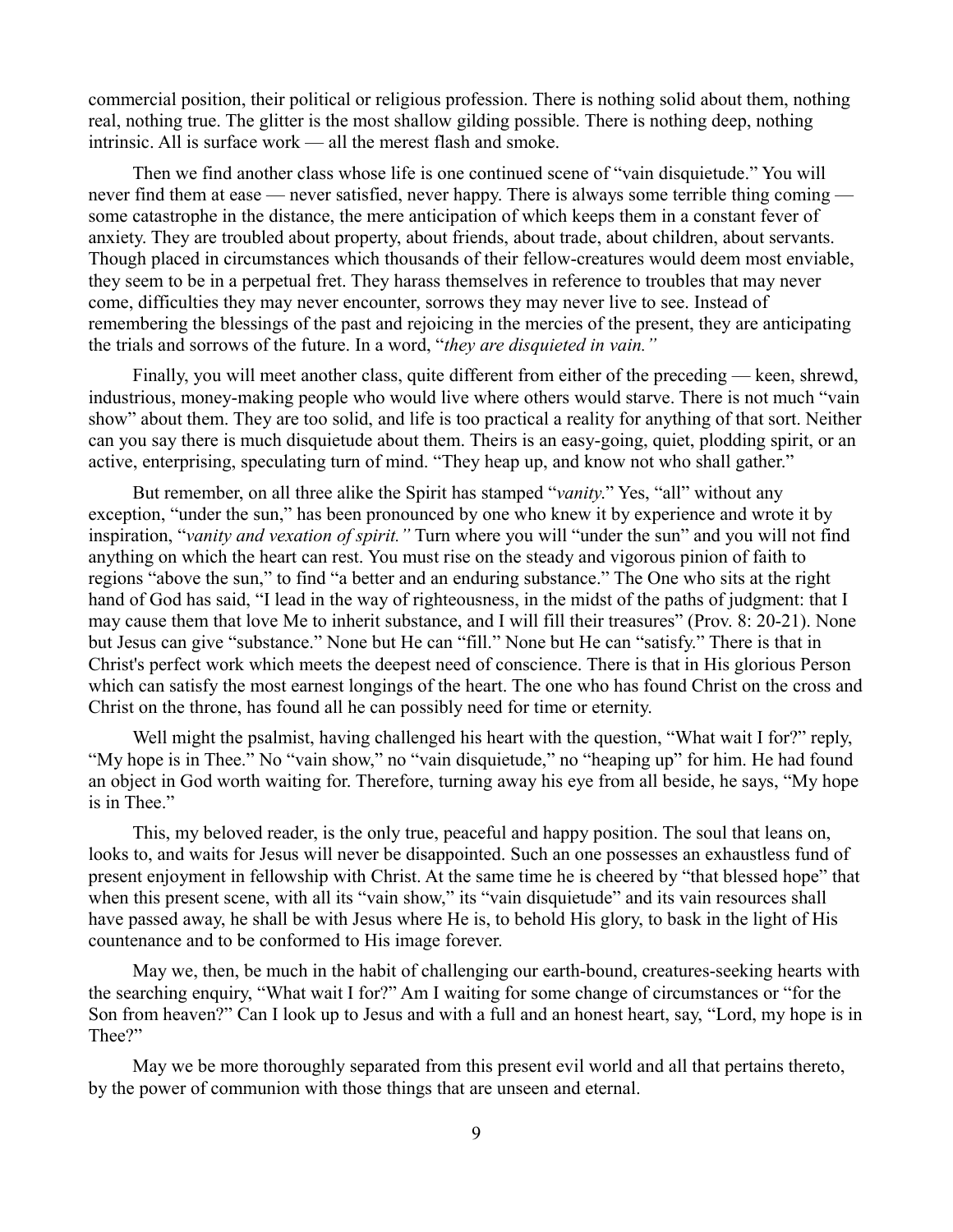commercial position, their political or religious profession. There is nothing solid about them, nothing real, nothing true. The glitter is the most shallow gilding possible. There is nothing deep, nothing intrinsic. All is surface work — all the merest flash and smoke.

Then we find another class whose life is one continued scene of "vain disquietude." You will never find them at ease — never satisfied, never happy. There is always some terrible thing coming — some catastrophe in the distance, the mere anticipation of which keeps them in a constant fever of anxiety. They are troubled about property, about friends, about trade, about children, about servants. Though placed in circumstances which thousands of their fellow-creatures would deem most enviable, they seem to be in a perpetual fret. They harass themselves in reference to troubles that may never come, difficulties they may never encounter, sorrows they may never live to see. Instead of remembering the blessings of the past and rejoicing in the mercies of the present, they are anticipating the trials and sorrows of the future. In a word, "*they are disquieted in vain.*"

Finally, you will meet another class, quite different from either of the preceding — keen, shrewd, industrious, money-making people who would live where others would starve. There is not much "vain show" about them. They are too solid, and life is too practical a reality for anything of that sort. Neither can you say there is much disquietude about them. Theirs is an easy-going, quiet, plodding spirit, or an active, enterprising, speculating turn of mind. "They heap up, and know not who shall gather."

But remember, on all three alike the Spirit has stamped "*vanity.*" Yes, "all" without any exception, "under the sun," has been pronounced by one who knew it by experience and wrote it by inspiration, "*vanity and vexation of spirit.*" Turn where you will "under the sun" and you will not find anything on which the heart can rest. You must rise on the steady and vigorous pinion of faith to regions "above the sun," to find "a better and an enduring substance." The One who sits at the right hand of God has said, "I lead in the way of righteousness, in the midst of the paths of judgment: that I may cause them that love Me to inherit substance, and I will fill their treasures" (Prov. 8: 20-21). None but Jesus can give "substance." None but He can "fill." None but He can "satisfy." There is that in Christ's perfect work which meets the deepest need of conscience. There is that in His glorious Person which can satisfy the most earnest longings of the heart. The one who has found Christ on the cross and Christ on the throne, has found all he can possibly need for time or eternity.

Well might the psalmist, having challenged his heart with the question, "What wait I for?" reply, "My hope is in Thee." No "vain show," no "vain disquietude," no "heaping up" for him. He had found an object in God worth waiting for. Therefore, turning away his eye from all beside, he says, "My hope is in Thee."

This, my beloved reader, is the only true, peaceful and happy position. The soul that leans on, looks to, and waits for Jesus will never be disappointed. Such an one possesses an exhaustless fund of present enjoyment in fellowship with Christ. At the same time he is cheered by "that blessed hope" that when this present scene, with all its "vain show," its "vain disquietude" and its vain resources shall have passed away, he shall be with Jesus where He is, to behold His glory, to bask in the light of His countenance and to be conformed to His image forever.

May we, then, be much in the habit of challenging our earth-bound, creatures-seeking hearts with the searching enquiry, "What wait I for?" Am I waiting for some change of circumstances or "for the Son from heaven?" Can I look up to Jesus and with a full and an honest heart, say, "Lord, my hope is in Thee?"

May we be more thoroughly separated from this present evil world and all that pertains thereto, by the power of communion with those things that are unseen and eternal.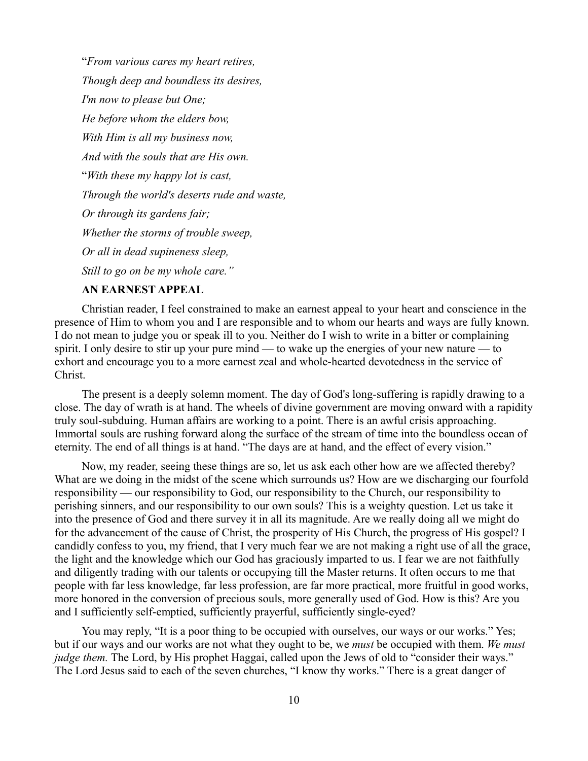"*From various cares my heart retires,*

*Though deep and boundless its desires,*

*I'm now to please but One;*

*He before whom the elders bow,*

*With Him is all my business now,*

*And with the souls that are His own.*

"*With these my happy lot is cast,*

*Through the world's deserts rude and waste,*

*Or through its gardens fair;*

*Whether the storms of trouble sweep,*

*Or all in dead supineness sleep,*

*Still to go on be my whole care."*

**AN EARNEST APPEAL**

Christian reader, I feel constrained to make an earnest appeal to your heart and conscience in the presence of Him to whom you and I are responsible and to whom our hearts and ways are fully known. I do not mean to judge you or speak ill to you. Neither do I wish to write in a bitter or complaining spirit. I only desire to stir up your pure mind — to wake up the energies of your new nature — to exhort and encourage you to a more earnest zeal and whole-hearted devotedness in the service of Christ.

The present is a deeply solemn moment. The day of God's long-suffering is rapidly drawing to a close. The day of wrath is at hand. The wheels of divine government are moving onward with a rapidity truly soul-subduing. Human affairs are working to a point. There is an awful crisis approaching. Immortal souls are rushing forward along the surface of the stream of time into the boundless ocean of eternity. The end of all things is at hand. "The days are at hand, and the effect of every vision."

Now, my reader, seeing these things are so, let us ask each other how are we affected thereby? What are we doing in the midst of the scene which surrounds us? How are we discharging our fourfold responsibility — our responsibility to God, our responsibility to the Church, our responsibility to perishing sinners, and our responsibility to our own souls? This is a weighty question. Let us take it into the presence of God and there survey it in all its magnitude. Are we really doing all we might do for the advancement of the cause of Christ, the prosperity of His Church, the progress of His gospel? I candidly confess to you, my friend, that I very much fear we are not making a right use of all the grace, the light and the knowledge which our God has graciously imparted to us. I fear we are not faithfully and diligently trading with our talents or occupying till the Master returns. It often occurs to me that people with far less knowledge, far less profession, are far more practical, more fruitful in good works, more honored in the conversion of precious souls, more generally used of God. How is this? Are you and I sufficiently self-emptied, sufficiently prayerful, sufficiently single-eyed?

You may reply, "It is a poor thing to be occupied with ourselves, our ways or our works." Yes; but if our ways and our works are not what they ought to be, we *must* be occupied with them. *We must judge them.* The Lord, by His prophet Haggai, called upon the Jews of old to "consider their ways." The Lord Jesus said to each of the seven churches, "I know thy works." There is a great danger of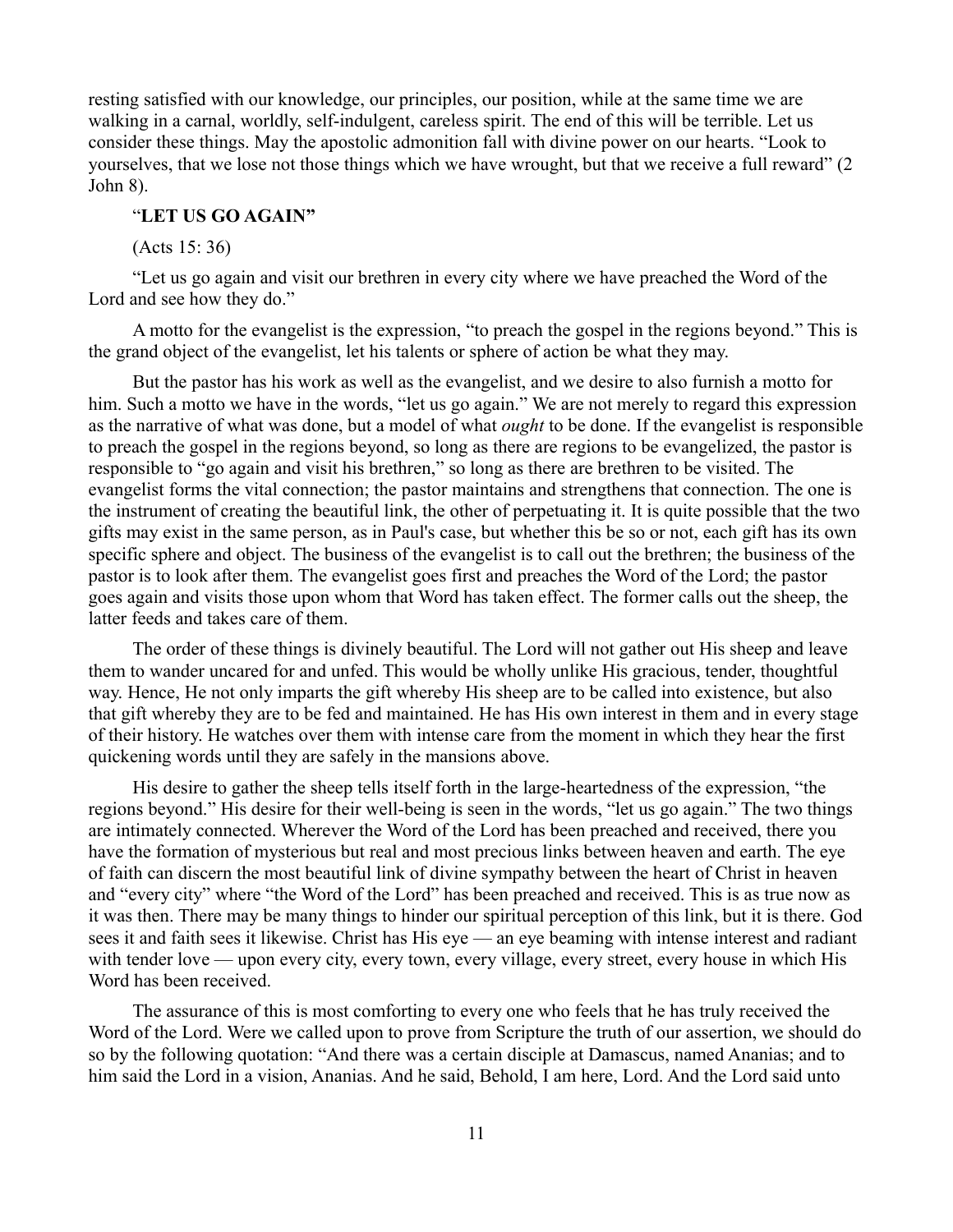resting satisfied with our knowledge, our principles, our position, while at the same time we are walking in a carnal, worldly, self-indulgent, careless spirit. The end of this will be terrible. Let us consider these things. May the apostolic admonition fall with divine power on our hearts. "Look to yourselves, that we lose not those things which we have wrought, but that we receive a full reward" (2 John 8).

## "LET US GO AGAIN"

(Acts 15: 36)

"Let us go again and visit our brethren in every city where we have preached the Word of the Lord and see how they do."

A motto for the evangelist is the expression, "to preach the gospel in the regions beyond." This is the grand object of the evangelist, let his talents or sphere of action be what they may.

But the pastor has his work as well as the evangelist, and we desire to also furnish a motto for him. Such a motto we have in the words, "let us go again." We are not merely to regard this expression as the narrative of what was done, but a model of what *ought* to be done. If the evangelist is responsible to preach the gospel in the regions beyond, so long as there are regions to be evangelized, the pastor is responsible to "go again and visit his brethren," so long as there are brethren to be visited. The evangelist forms the vital connection; the pastor maintains and strengthens that connection. The one is the instrument of creating the beautiful link, the other of perpetuating it. It is quite possible that the two gifts may exist in the same person, as in Paul's case, but whether this be so or not, each gift has its own specific sphere and object. The business of the evangelist is to call out the brethren; the business of the pastor is to look after them. The evangelist goes first and preaches the Word of the Lord; the pastor goes again and visits those upon whom that Word has taken effect. The former calls out the sheep, the latter feeds and takes care of them.

The order of these things is divinely beautiful. The Lord will not gather out His sheep and leave them to wander uncared for and unfed. This would be wholly unlike His gracious, tender, thoughtful way. Hence, He not only imparts the gift whereby His sheep are to be called into existence, but also that gift whereby they are to be fed and maintained. He has His own interest in them and in every stage of their history. He watches over them with intense care from the moment in which they hear the first quickening words until they are safely in the mansions above.

His desire to gather the sheep tells itself forth in the large-heartedness of the expression, "the regions beyond." His desire for their well-being is seen in the words, "let us go again." The two things are intimately connected. Wherever the Word of the Lord has been preached and received, there you have the formation of mysterious but real and most precious links between heaven and earth. The eye of faith can discern the most beautiful link of divine sympathy between the heart of Christ in heaven and "every city" where "the Word of the Lord" has been preached and received. This is as true now as it was then. There may be many things to hinder our spiritual perception of this link, but it is there. God sees it and faith sees it likewise. Christ has His eye — an eye beaming with intense interest and radiant with tender love — upon every city, every town, every village, every street, every house in which His Word has been received.

The assurance of this is most comforting to every one who feels that he has truly received the Word of the Lord. Were we called upon to prove from Scripture the truth of our assertion, we should do so by the following quotation: "And there was a certain disciple at Damascus, named Ananias; and to him said the Lord in a vision, Ananias. And he said, Behold, I am here, Lord. And the Lord said unto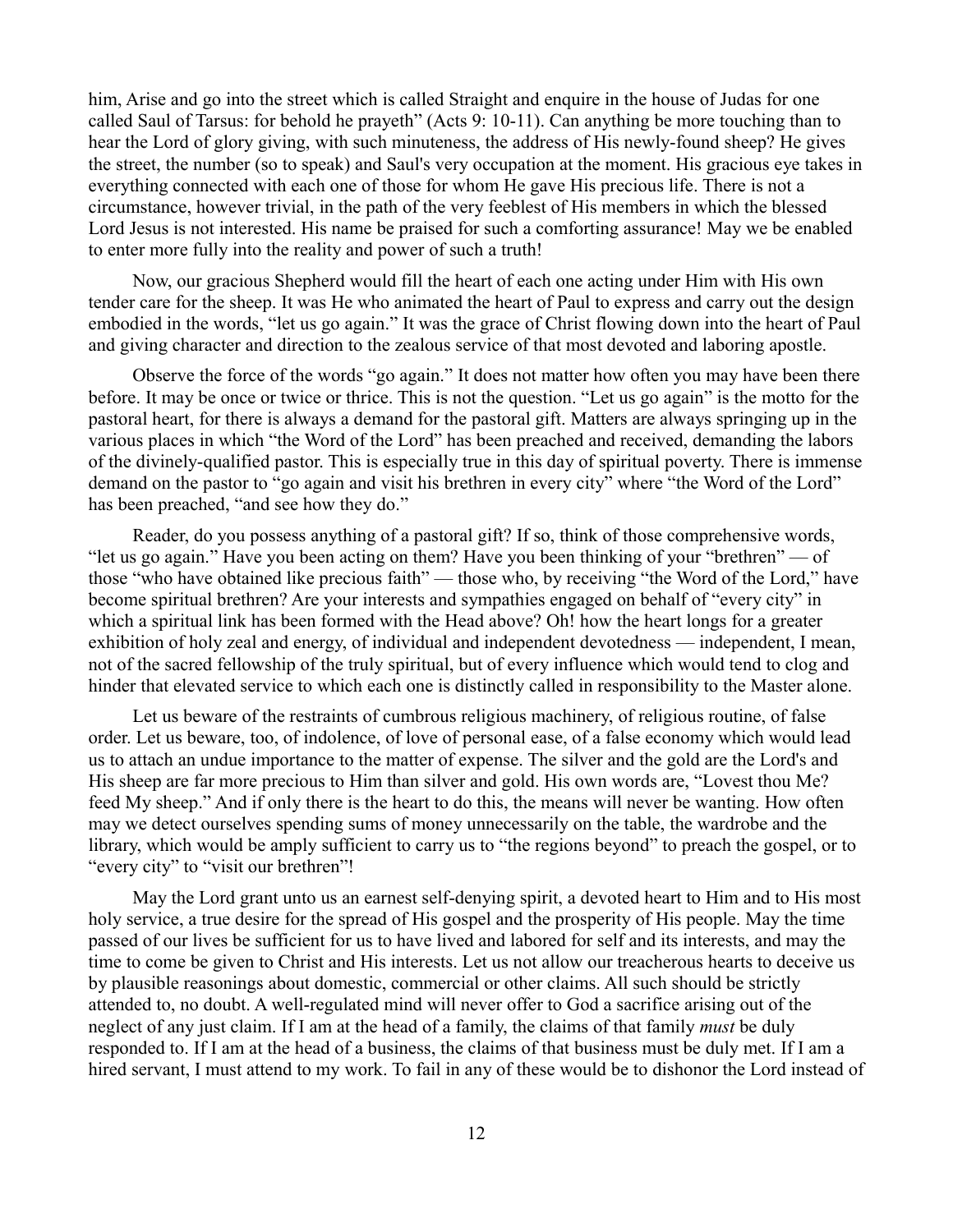him, Arise and go into the street which is called Straight and enquire in the house of Judas for one called Saul of Tarsus: for behold he prayeth" (Acts 9: 10-11). Can anything be more touching than to hear the Lord of glory giving, with such minuteness, the address of His newly-found sheep? He gives the street, the number (so to speak) and Saul's very occupation at the moment. His gracious eye takes in everything connected with each one of those for whom He gave His precious life. There is not a circumstance, however trivial, in the path of the very feeblest of His members in which the blessed Lord Jesus is not interested. His name be praised for such a comforting assurance! May we be enabled to enter more fully into the reality and power of such a truth!

Now, our gracious Shepherd would fill the heart of each one acting under Him with His own tender care for the sheep. It was He who animated the heart of Paul to express and carry out the design embodied in the words, "let us go again." It was the grace of Christ flowing down into the heart of Paul and giving character and direction to the zealous service of that most devoted and laboring apostle.

Observe the force of the words "go again." It does not matter how often you may have been there before. It may be once or twice or thrice. This is not the question. "Let us go again" is the motto for the pastoral heart, for there is always a demand for the pastoral gift. Matters are always springing up in the various places in which "the Word of the Lord" has been preached and received, demanding the labors of the divinely-qualified pastor. This is especially true in this day of spiritual poverty. There is immense demand on the pastor to "go again and visit his brethren in every city" where "the Word of the Lord" has been preached, "and see how they do."

Reader, do you possess anything of a pastoral gift? If so, think of those comprehensive words, "let us go again." Have you been acting on them? Have you been thinking of your "brethren" — of those "who have obtained like precious faith" — those who, by receiving "the Word of the Lord," have become spiritual brethren? Are your interests and sympathies engaged on behalf of "every city" in which a spiritual link has been formed with the Head above? Oh! how the heart longs for a greater exhibition of holy zeal and energy, of individual and independent devotedness — independent, I mean, not of the sacred fellowship of the truly spiritual, but of every influence which would tend to clog and hinder that elevated service to which each one is distinctly called in responsibility to the Master alone.

Let us beware of the restraints of cumbrous religious machinery, of religious routine, of false order. Let us beware, too, of indolence, of love of personal ease, of a false economy which would lead us to attach an undue importance to the matter of expense. The silver and the gold are the Lord's and His sheep are far more precious to Him than silver and gold. His own words are, "Lovest thou Me? feed My sheep." And if only there is the heart to do this, the means will never be wanting. How often may we detect ourselves spending sums of money unnecessarily on the table, the wardrobe and the library, which would be amply sufficient to carry us to "the regions beyond" to preach the gospel, or to "every city" to "visit our brethren"!

May the Lord grant unto us an earnest self-denying spirit, a devoted heart to Him and to His most holy service, a true desire for the spread of His gospel and the prosperity of His people. May the time passed of our lives be sufficient for us to have lived and labored for self and its interests, and may the time to come be given to Christ and His interests. Let us not allow our treacherous hearts to deceive us by plausible reasonings about domestic, commercial or other claims. All such should be strictly attended to, no doubt. A well-regulated mind will never offer to God a sacrifice arising out of the neglect of any just claim. If I am at the head of a family, the claims of that family *must* be duly responded to. If I am at the head of a business, the claims of that business must be duly met. If I am a hired servant, I must attend to my work. To fail in any of these would be to dishonor the Lord instead of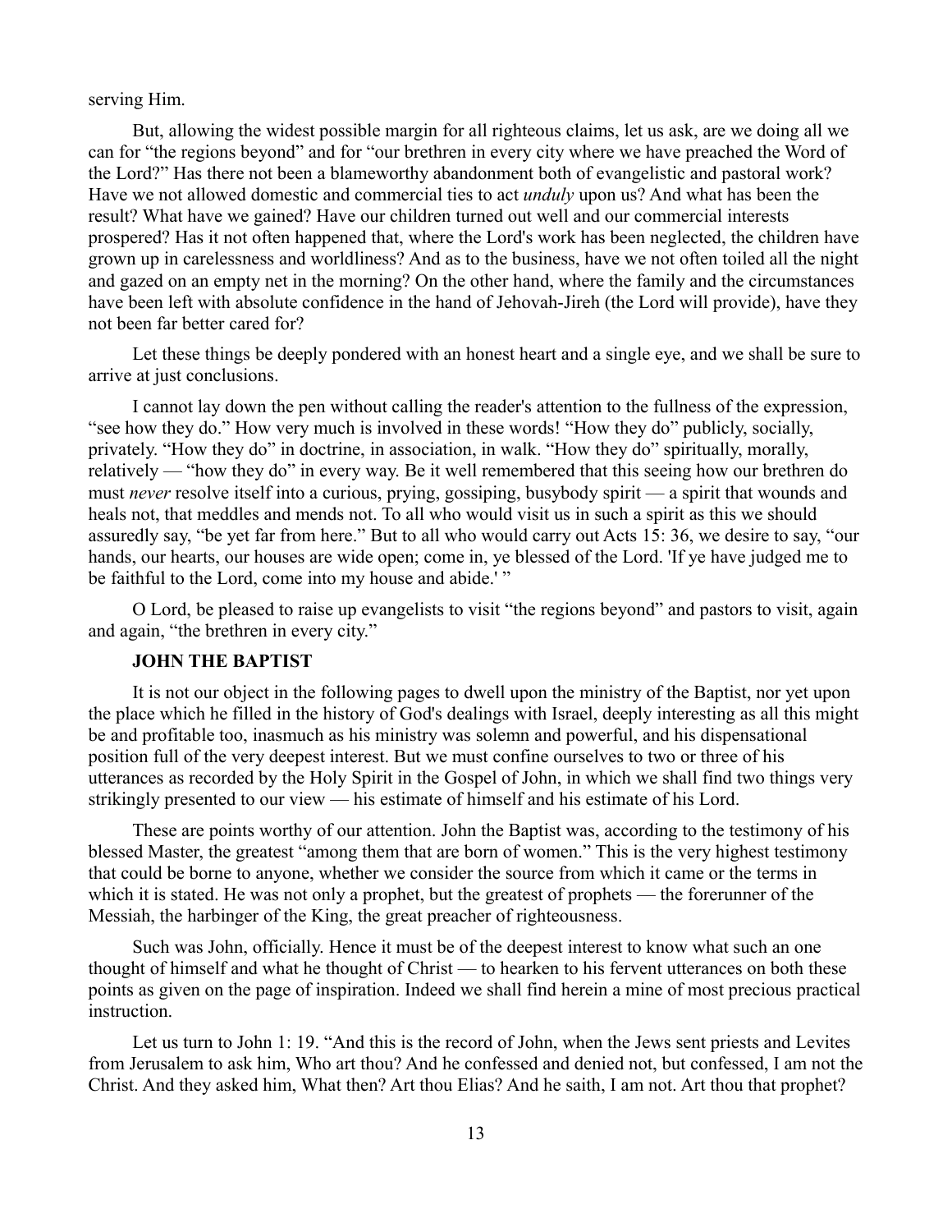serving Him.

But, allowing the widest possible margin for all righteous claims, let us ask, are we doing all we can for "the regions beyond" and for "our brethren in every city where we have preached the Word of the Lord?" Has there not been a blameworthy abandonment both of evangelistic and pastoral work? Have we not allowed domestic and commercial ties to act *unduly* upon us? And what has been the result? What have we gained? Have our children turned out well and our commercial interests prospered? Has it not often happened that, where the Lord's work has been neglected, the children have grown up in carelessness and worldliness? And as to the business, have we not often toiled all the night and gazed on an empty net in the morning? On the other hand, where the family and the circumstances have been left with absolute confidence in the hand of Jehovah-Jireh (the Lord will provide), have they not been far better cared for?

Let these things be deeply pondered with an honest heart and a single eye, and we shall be sure to arrive at just conclusions.

I cannot lay down the pen without calling the reader's attention to the fullness of the expression, "see how they do." How very much is involved in these words! "How they do" publicly, socially, privately. "How they do" in doctrine, in association, in walk. "How they do" spiritually, morally, relatively — "how they do" in every way. Be it well remembered that this seeing how our brethren do must *never* resolve itself into a curious, prying, gossiping, busybody spirit — a spirit that wounds and heals not, that meddles and mends not. To all who would visit us in such a spirit as this we should assuredly say, "be yet far from here." But to all who would carry out Acts 15: 36, we desire to say, "our hands, our hearts, our houses are wide open; come in, ye blessed of the Lord. 'If ye have judged me to be faithful to the Lord, come into my house and abide.' "

O Lord, be pleased to raise up evangelists to visit "the regions beyond" and pastors to visit, again and again, "the brethren in every city."

### JOHN THE BAPTIST

It is not our object in the following pages to dwell upon the ministry of the Baptist, nor yet upon the place which he filled in the history of God's dealings with Israel, deeply interesting as all this might be and profitable too, inasmuch as his ministry was solemn and powerful, and his dispensational position full of the very deepest interest. But we must confine ourselves to two or three of his utterances as recorded by the Holy Spirit in the Gospel of John, in which we shall find two things very strikingly presented to our view — his estimate of himself and his estimate of his Lord.

These are points worthy of our attention. John the Baptist was, according to the testimony of his blessed Master, the greatest "among them that are born of women." This is the very highest testimony that could be borne to anyone, whether we consider the source from which it came or the terms in which it is stated. He was not only a prophet, but the greatest of prophets — the forerunner of the Messiah, the harbinger of the King, the great preacher of righteousness.

Such was John, officially. Hence it must be of the deepest interest to know what such an one thought of himself and what he thought of Christ — to hearken to his fervent utterances on both these points as given on the page of inspiration. Indeed we shall find herein a mine of most precious practical instruction.

Let us turn to John 1: 19. "And this is the record of John, when the Jews sent priests and Levites from Jerusalem to ask him, Who art thou? And he confessed and denied not, but confessed, I am not the Christ. And they asked him, What then? Art thou Elias? And he saith, I am not. Art thou that prophet?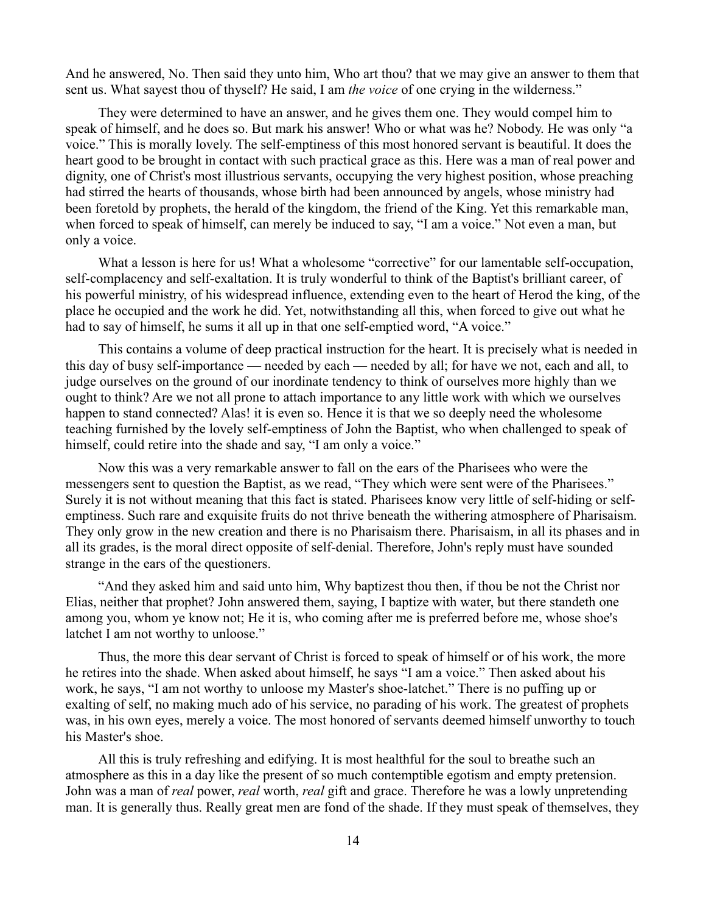And he answered, No. Then said they unto him, Who art thou? that we may give an answer to them that sent us. What sayest thou of thyself? He said, I am *the voice* of one crying in the wilderness."

They were determined to have an answer, and he gives them one. They would compel him to speak of himself, and he does so. But mark his answer! Who or what was he? Nobody. He was only "a voice." This is morally lovely. The self-emptiness of this most honored servant is beautiful. It does the heart good to be brought in contact with such practical grace as this. Here was a man of real power and dignity, one of Christ's most illustrious servants, occupying the very highest position, whose preaching had stirred the hearts of thousands, whose birth had been announced by angels, whose ministry had been foretold by prophets, the herald of the kingdom, the friend of the King. Yet this remarkable man, when forced to speak of himself, can merely be induced to say, "I am a voice." Not even a man, but only a voice.

What a lesson is here for us! What a wholesome "corrective" for our lamentable self-occupation, self-complacency and self-exaltation. It is truly wonderful to think of the Baptist's brilliant career, of his powerful ministry, of his widespread influence, extending even to the heart of Herod the king, of the place he occupied and the work he did. Yet, notwithstanding all this, when forced to give out what he had to say of himself, he sums it all up in that one self-emptied word, "A voice."

This contains a volume of deep practical instruction for the heart. It is precisely what is needed in this day of busy self-importance — needed by each — needed by all; for have we not, each and all, to judge ourselves on the ground of our inordinate tendency to think of ourselves more highly than we ought to think? Are we not all prone to attach importance to any little work with which we ourselves happen to stand connected? Alas! it is even so. Hence it is that we so deeply need the wholesome teaching furnished by the lovely self-emptiness of John the Baptist, who when challenged to speak of himself, could retire into the shade and say, "I am only a voice."

Now this was a very remarkable answer to fall on the ears of the Pharisees who were the messengers sent to question the Baptist, as we read, "They which were sent were of the Pharisees." Surely it is not without meaning that this fact is stated. Pharisees know very little of self-hiding or self-emptiness. Such rare and exquisite fruits do not thrive beneath the withering atmosphere of Pharisaism. They only grow in the new creation and there is no Pharisaism there. Pharisaism, in all its phases and in all its grades, is the moral direct opposite of self-denial. Therefore, John's reply must have sounded strange in the ears of the questioners.

"And they asked him and said unto him, Why baptizest thou then, if thou be not the Christ nor Elias, neither that prophet? John answered them, saying, I baptize with water, but there standeth one among you, whom ye know not; He it is, who coming after me is preferred before me, whose shoe's latchet I am not worthy to unloose."

Thus, the more this dear servant of Christ is forced to speak of himself or of his work, the more he retires into the shade. When asked about himself, he says "I am a voice." Then asked about his work, he says, "I am not worthy to unloose my Master's shoe-latchet." There is no puffing up or exalting of self, no making much ado of his service, no parading of his work. The greatest of prophets was, in his own eyes, merely a voice. The most honored of servants deemed himself unworthy to touch his Master's shoe.

All this is truly refreshing and edifying. It is most healthful for the soul to breathe such an atmosphere as this in a day like the present of so much contemptible egotism and empty pretension. John was a man of *real* power, *real* worth, *real* gift and grace. Therefore he was a lowly unpretending man. It is generally thus. Really great men are fond of the shade. If they must speak of themselves, they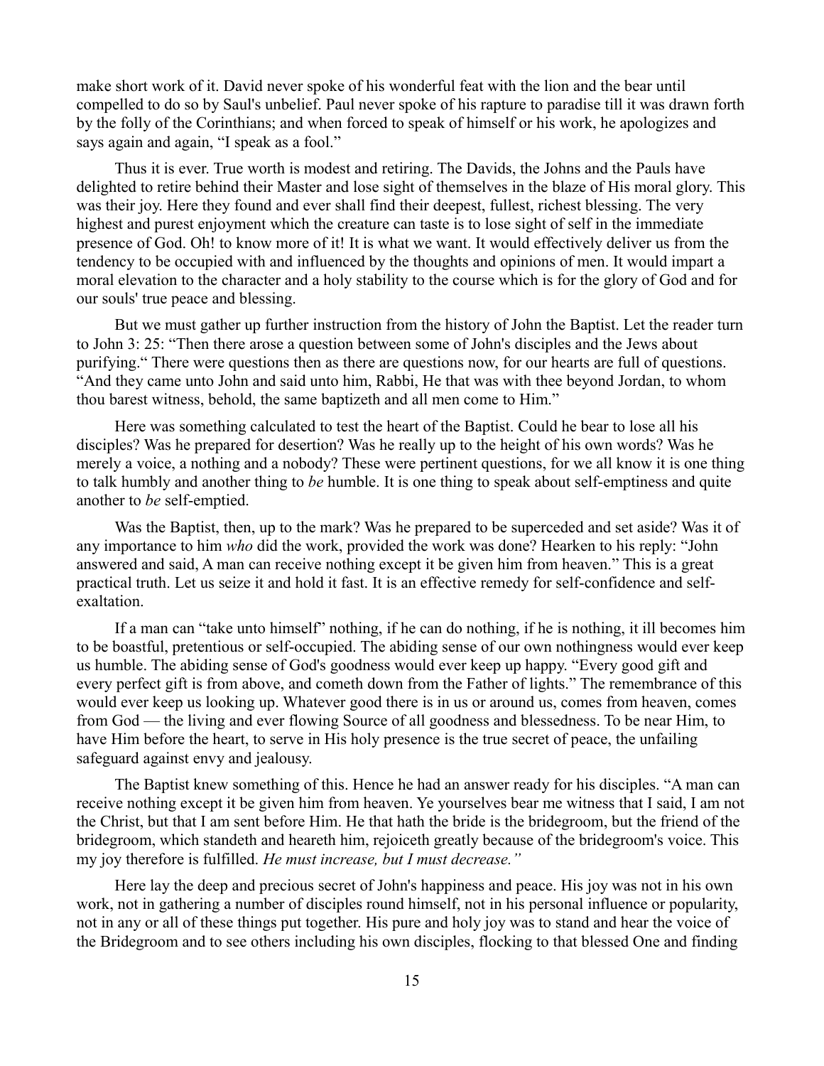make short work of it. David never spoke of his wonderful feat with the lion and the bear until compelled to do so by Saul's unbelief. Paul never spoke of his rapture to paradise till it was drawn forth by the folly of the Corinthians; and when forced to speak of himself or his work, he apologizes and says again and again, "I speak as a fool."

Thus it is ever. True worth is modest and retiring. The Davids, the Johns and the Pauls have delighted to retire behind their Master and lose sight of themselves in the blaze of His moral glory. This was their joy. Here they found and ever shall find their deepest, fullest, richest blessing. The very highest and purest enjoyment which the creature can taste is to lose sight of self in the immediate presence of God. Oh! to know more of it! It is what we want. It would effectively deliver us from the tendency to be occupied with and influenced by the thoughts and opinions of men. It would impart a moral elevation to the character and a holy stability to the course which is for the glory of God and for our souls' true peace and blessing.

But we must gather up further instruction from the history of John the Baptist. Let the reader turn to John 3: 25: "Then there arose a question between some of John's disciples and the Jews about purifying." There were questions then as there are questions now, for our hearts are full of questions. "And they came unto John and said unto him, Rabbi, He that was with thee beyond Jordan, to whom thou barest witness, behold, the same baptizeth and all men come to Him."

Here was something calculated to test the heart of the Baptist. Could he bear to lose all his disciples? Was he prepared for desertion? Was he really up to the height of his own words? Was he merely a voice, a nothing and a nobody? These were pertinent questions, for we all know it is one thing to talk humbly and another thing to *be* humble. It is one thing to speak about self-emptiness and quite another to *be* self-emptied.

Was the Baptist, then, up to the mark? Was he prepared to be superceded and set aside? Was it of any importance to him *who* did the work, provided the work was done? Hearken to his reply: "John answered and said, A man can receive nothing except it be given him from heaven." This is a great practical truth. Let us seize it and hold it fast. It is an effective remedy for self-confidence and self-exaltation.

If a man can "take unto himself" nothing, if he can do nothing, if he is nothing, it ill becomes him to be boastful, pretentious or self-occupied. The abiding sense of our own nothingness would ever keep us humble. The abiding sense of God's goodness would ever keep up happy. "Every good gift and every perfect gift is from above, and cometh down from the Father of lights." The remembrance of this would ever keep us looking up. Whatever good there is in us or around us, comes from heaven, comes from God — the living and ever flowing Source of all goodness and blessedness. To be near Him, to have Him before the heart, to serve in His holy presence is the true secret of peace, the unfailing safeguard against envy and jealousy.

The Baptist knew something of this. Hence he had an answer ready for his disciples. "A man can receive nothing except it be given him from heaven. Ye yourselves bear me witness that I said, I am not the Christ, but that I am sent before Him. He that hath the bride is the bridegroom, but the friend of the bridegroom, which standeth and heareth him, rejoiceth greatly because of the bridegroom's voice. This my joy therefore is fulfilled. *He must increase, but I must decrease."*

Here lay the deep and precious secret of John's happiness and peace. His joy was not in his own work, not in gathering a number of disciples round himself, not in his personal influence or popularity, not in any or all of these things put together. His pure and holy joy was to stand and hear the voice of the Bridegroom and to see others including his own disciples, flocking to that blessed One and finding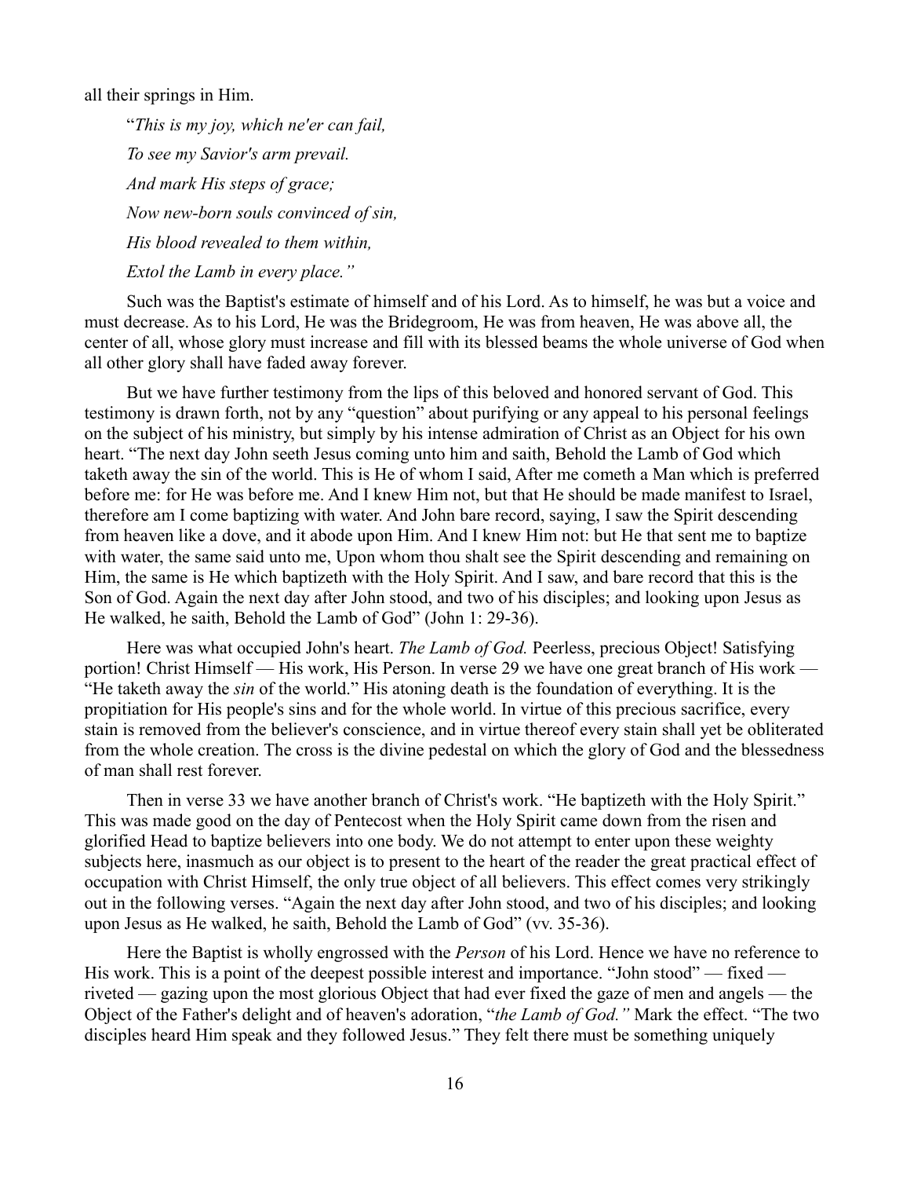all their springs in Him.

> "*This is my joy, which ne'er can fail,*
> *To see my Savior's arm prevail.*
> *And mark His steps of grace;*
> *Now new-born souls convinced of sin,*
> *His blood revealed to them within,*
> *Extol the Lamb in every place."*

Such was the Baptist's estimate of himself and of his Lord. As to himself, he was but a voice and must decrease. As to his Lord, He was the Bridegroom, He was from heaven, He was above all, the center of all, whose glory must increase and fill with its blessed beams the whole universe of God when all other glory shall have faded away forever.

But we have further testimony from the lips of this beloved and honored servant of God. This testimony is drawn forth, not by any "question" about purifying or any appeal to his personal feelings on the subject of his ministry, but simply by his intense admiration of Christ as an Object for his own heart. "The next day John seeth Jesus coming unto him and saith, Behold the Lamb of God which taketh away the sin of the world. This is He of whom I said, After me cometh a Man which is preferred before me: for He was before me. And I knew Him not, but that He should be made manifest to Israel, therefore am I come baptizing with water. And John bare record, saying, I saw the Spirit descending from heaven like a dove, and it abode upon Him. And I knew Him not: but He that sent me to baptize with water, the same said unto me, Upon whom thou shalt see the Spirit descending and remaining on Him, the same is He which baptizeth with the Holy Spirit. And I saw, and bare record that this is the Son of God. Again the next day after John stood, and two of his disciples; and looking upon Jesus as He walked, he saith, Behold the Lamb of God" (John 1: 29-36).

Here was what occupied John's heart. *The Lamb of God.* Peerless, precious Object! Satisfying portion! Christ Himself — His work, His Person. In verse 29 we have one great branch of His work — "He taketh away the *sin* of the world." His atoning death is the foundation of everything. It is the propitiation for His people's sins and for the whole world. In virtue of this precious sacrifice, every stain is removed from the believer's conscience, and in virtue thereof every stain shall yet be obliterated from the whole creation. The cross is the divine pedestal on which the glory of God and the blessedness of man shall rest forever.

Then in verse 33 we have another branch of Christ's work. "He baptizeth with the Holy Spirit." This was made good on the day of Pentecost when the Holy Spirit came down from the risen and glorified Head to baptize believers into one body. We do not attempt to enter upon these weighty subjects here, inasmuch as our object is to present to the heart of the reader the great practical effect of occupation with Christ Himself, the only true object of all believers. This effect comes very strikingly out in the following verses. "Again the next day after John stood, and two of his disciples; and looking upon Jesus as He walked, he saith, Behold the Lamb of God" (vv. 35-36).

Here the Baptist is wholly engrossed with the *Person* of his Lord. Hence we have no reference to His work. This is a point of the deepest possible interest and importance. "John stood" — fixed — riveted — gazing upon the most glorious Object that had ever fixed the gaze of men and angels — the Object of the Father's delight and of heaven's adoration, "*the Lamb of God."* Mark the effect. "The two disciples heard Him speak and they followed Jesus." They felt there must be something uniquely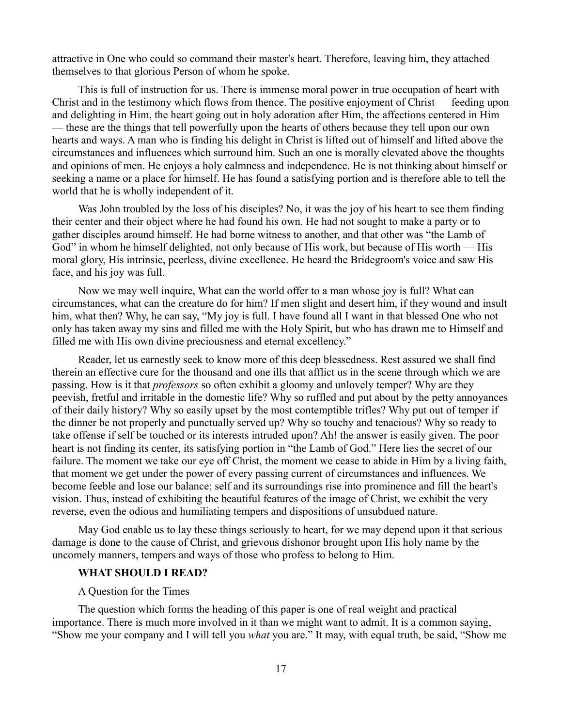attractive in One who could so command their master's heart. Therefore, leaving him, they attached themselves to that glorious Person of whom he spoke.

This is full of instruction for us. There is immense moral power in true occupation of heart with Christ and in the testimony which flows from thence. The positive enjoyment of Christ — feeding upon and delighting in Him, the heart going out in holy adoration after Him, the affections centered in Him — these are the things that tell powerfully upon the hearts of others because they tell upon our own hearts and ways. A man who is finding his delight in Christ is lifted out of himself and lifted above the circumstances and influences which surround him. Such an one is morally elevated above the thoughts and opinions of men. He enjoys a holy calmness and independence. He is not thinking about himself or seeking a name or a place for himself. He has found a satisfying portion and is therefore able to tell the world that he is wholly independent of it.

Was John troubled by the loss of his disciples? No, it was the joy of his heart to see them finding their center and their object where he had found his own. He had not sought to make a party or to gather disciples around himself. He had borne witness to another, and that other was "the Lamb of God" in whom he himself delighted, not only because of His work, but because of His worth — His moral glory, His intrinsic, peerless, divine excellence. He heard the Bridegroom's voice and saw His face, and his joy was full.

Now we may well inquire, What can the world offer to a man whose joy is full? What can circumstances, what can the creature do for him? If men slight and desert him, if they wound and insult him, what then? Why, he can say, "My joy is full. I have found all I want in that blessed One who not only has taken away my sins and filled me with the Holy Spirit, but who has drawn me to Himself and filled me with His own divine preciousness and eternal excellency."

Reader, let us earnestly seek to know more of this deep blessedness. Rest assured we shall find therein an effective cure for the thousand and one ills that afflict us in the scene through which we are passing. How is it that *professors* so often exhibit a gloomy and unlovely temper? Why are they peevish, fretful and irritable in the domestic life? Why so ruffled and put about by the petty annoyances of their daily history? Why so easily upset by the most contemptible trifles? Why put out of temper if the dinner be not properly and punctually served up? Why so touchy and tenacious? Why so ready to take offense if self be touched or its interests intruded upon? Ah! the answer is easily given. The poor heart is not finding its center, its satisfying portion in "the Lamb of God." Here lies the secret of our failure. The moment we take our eye off Christ, the moment we cease to abide in Him by a living faith, that moment we get under the power of every passing current of circumstances and influences. We become feeble and lose our balance; self and its surroundings rise into prominence and fill the heart's vision. Thus, instead of exhibiting the beautiful features of the image of Christ, we exhibit the very reverse, even the odious and humiliating tempers and dispositions of unsubdued nature.

May God enable us to lay these things seriously to heart, for we may depend upon it that serious damage is done to the cause of Christ, and grievous dishonor brought upon His holy name by the uncomely manners, tempers and ways of those who profess to belong to Him.

## WHAT SHOULD I READ?

A Question for the Times

The question which forms the heading of this paper is one of real weight and practical importance. There is much more involved in it than we might want to admit. It is a common saying, "Show me your company and I will tell you *what* you are." It may, with equal truth, be said, "Show me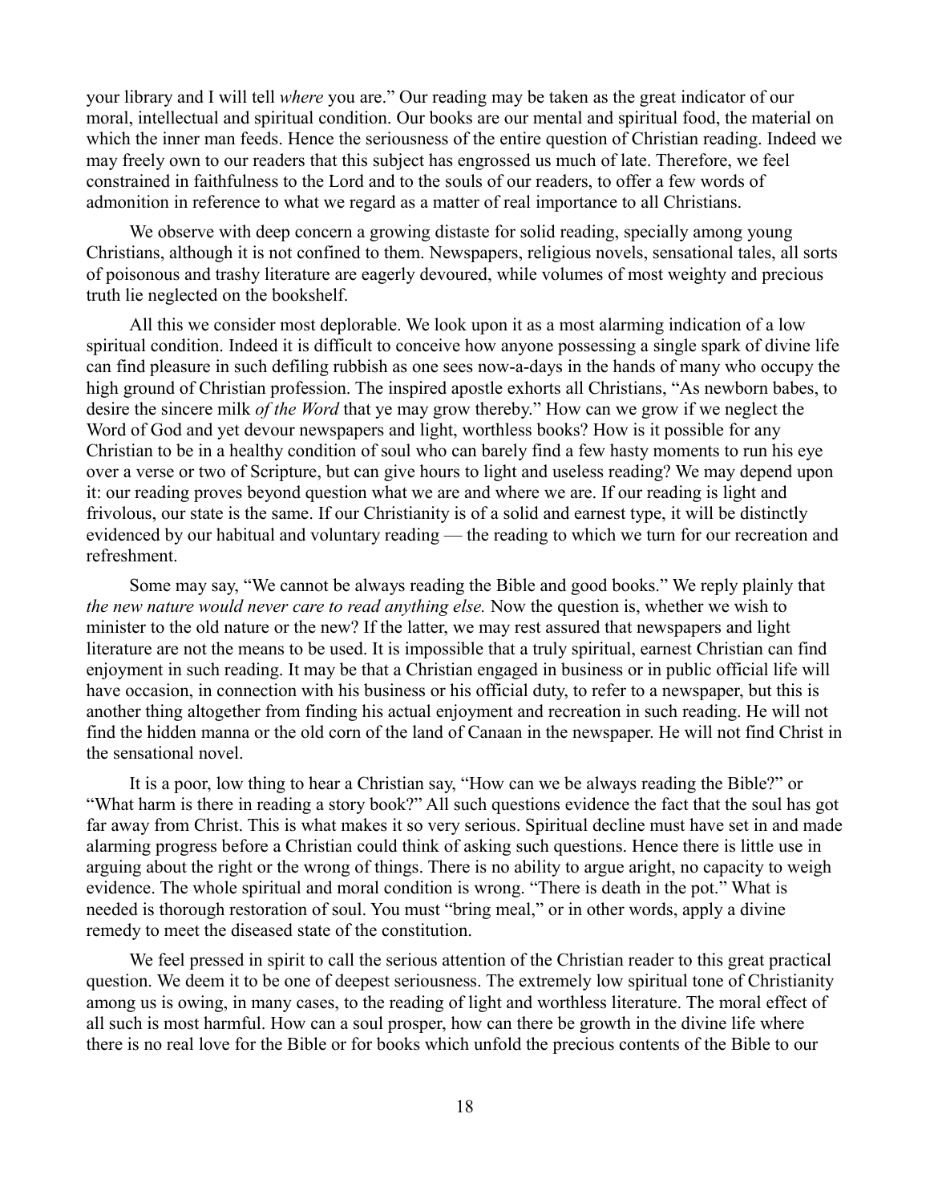your library and I will tell *where* you are." Our reading may be taken as the great indicator of our moral, intellectual and spiritual condition. Our books are our mental and spiritual food, the material on which the inner man feeds. Hence the seriousness of the entire question of Christian reading. Indeed we may freely own to our readers that this subject has engrossed us much of late. Therefore, we feel constrained in faithfulness to the Lord and to the souls of our readers, to offer a few words of admonition in reference to what we regard as a matter of real importance to all Christians.

We observe with deep concern a growing distaste for solid reading, specially among young Christians, although it is not confined to them. Newspapers, religious novels, sensational tales, all sorts of poisonous and trashy literature are eagerly devoured, while volumes of most weighty and precious truth lie neglected on the bookshelf.

All this we consider most deplorable. We look upon it as a most alarming indication of a low spiritual condition. Indeed it is difficult to conceive how anyone possessing a single spark of divine life can find pleasure in such defiling rubbish as one sees now-a-days in the hands of many who occupy the high ground of Christian profession. The inspired apostle exhorts all Christians, "As newborn babes, to desire the sincere milk *of the Word* that ye may grow thereby." How can we grow if we neglect the Word of God and yet devour newspapers and light, worthless books? How is it possible for any Christian to be in a healthy condition of soul who can barely find a few hasty moments to run his eye over a verse or two of Scripture, but can give hours to light and useless reading? We may depend upon it: our reading proves beyond question what we are and where we are. If our reading is light and frivolous, our state is the same. If our Christianity is of a solid and earnest type, it will be distinctly evidenced by our habitual and voluntary reading — the reading to which we turn for our recreation and refreshment.

Some may say, "We cannot be always reading the Bible and good books." We reply plainly that *the new nature would never care to read anything else.* Now the question is, whether we wish to minister to the old nature or the new? If the latter, we may rest assured that newspapers and light literature are not the means to be used. It is impossible that a truly spiritual, earnest Christian can find enjoyment in such reading. It may be that a Christian engaged in business or in public official life will have occasion, in connection with his business or his official duty, to refer to a newspaper, but this is another thing altogether from finding his actual enjoyment and recreation in such reading. He will not find the hidden manna or the old corn of the land of Canaan in the newspaper. He will not find Christ in the sensational novel.

It is a poor, low thing to hear a Christian say, "How can we be always reading the Bible?" or "What harm is there in reading a story book?" All such questions evidence the fact that the soul has got far away from Christ. This is what makes it so very serious. Spiritual decline must have set in and made alarming progress before a Christian could think of asking such questions. Hence there is little use in arguing about the right or the wrong of things. There is no ability to argue aright, no capacity to weigh evidence. The whole spiritual and moral condition is wrong. "There is death in the pot." What is needed is thorough restoration of soul. You must "bring meal," or in other words, apply a divine remedy to meet the diseased state of the constitution.

We feel pressed in spirit to call the serious attention of the Christian reader to this great practical question. We deem it to be one of deepest seriousness. The extremely low spiritual tone of Christianity among us is owing, in many cases, to the reading of light and worthless literature. The moral effect of all such is most harmful. How can a soul prosper, how can there be growth in the divine life where there is no real love for the Bible or for books which unfold the precious contents of the Bible to our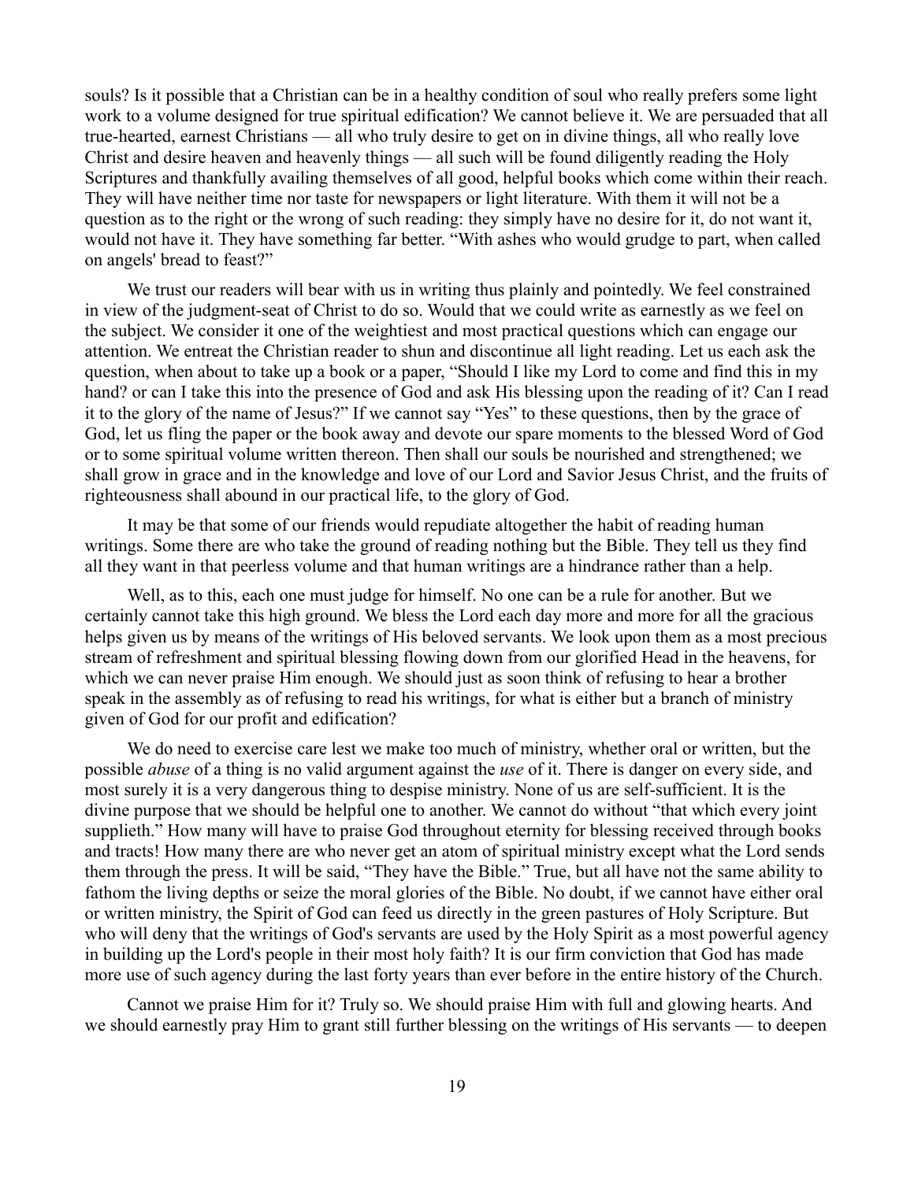souls? Is it possible that a Christian can be in a healthy condition of soul who really prefers some light work to a volume designed for true spiritual edification? We cannot believe it. We are persuaded that all true-hearted, earnest Christians — all who truly desire to get on in divine things, all who really love Christ and desire heaven and heavenly things — all such will be found diligently reading the Holy Scriptures and thankfully availing themselves of all good, helpful books which come within their reach. They will have neither time nor taste for newspapers or light literature. With them it will not be a question as to the right or the wrong of such reading: they simply have no desire for it, do not want it, would not have it. They have something far better. "With ashes who would grudge to part, when called on angels' bread to feast?"

We trust our readers will bear with us in writing thus plainly and pointedly. We feel constrained in view of the judgment-seat of Christ to do so. Would that we could write as earnestly as we feel on the subject. We consider it one of the weightiest and most practical questions which can engage our attention. We entreat the Christian reader to shun and discontinue all light reading. Let us each ask the question, when about to take up a book or a paper, "Should I like my Lord to come and find this in my hand? or can I take this into the presence of God and ask His blessing upon the reading of it? Can I read it to the glory of the name of Jesus?" If we cannot say "Yes" to these questions, then by the grace of God, let us fling the paper or the book away and devote our spare moments to the blessed Word of God or to some spiritual volume written thereon. Then shall our souls be nourished and strengthened; we shall grow in grace and in the knowledge and love of our Lord and Savior Jesus Christ, and the fruits of righteousness shall abound in our practical life, to the glory of God.

It may be that some of our friends would repudiate altogether the habit of reading human writings. Some there are who take the ground of reading nothing but the Bible. They tell us they find all they want in that peerless volume and that human writings are a hindrance rather than a help.

Well, as to this, each one must judge for himself. No one can be a rule for another. But we certainly cannot take this high ground. We bless the Lord each day more and more for all the gracious helps given us by means of the writings of His beloved servants. We look upon them as a most precious stream of refreshment and spiritual blessing flowing down from our glorified Head in the heavens, for which we can never praise Him enough. We should just as soon think of refusing to hear a brother speak in the assembly as of refusing to read his writings, for what is either but a branch of ministry given of God for our profit and edification?

We do need to exercise care lest we make too much of ministry, whether oral or written, but the possible *abuse* of a thing is no valid argument against the *use* of it. There is danger on every side, and most surely it is a very dangerous thing to despise ministry. None of us are self-sufficient. It is the divine purpose that we should be helpful one to another. We cannot do without "that which every joint supplieth." How many will have to praise God throughout eternity for blessing received through books and tracts! How many there are who never get an atom of spiritual ministry except what the Lord sends them through the press. It will be said, "They have the Bible." True, but all have not the same ability to fathom the living depths or seize the moral glories of the Bible. No doubt, if we cannot have either oral or written ministry, the Spirit of God can feed us directly in the green pastures of Holy Scripture. But who will deny that the writings of God's servants are used by the Holy Spirit as a most powerful agency in building up the Lord's people in their most holy faith? It is our firm conviction that God has made more use of such agency during the last forty years than ever before in the entire history of the Church.

Cannot we praise Him for it? Truly so. We should praise Him with full and glowing hearts. And we should earnestly pray Him to grant still further blessing on the writings of His servants — to deepen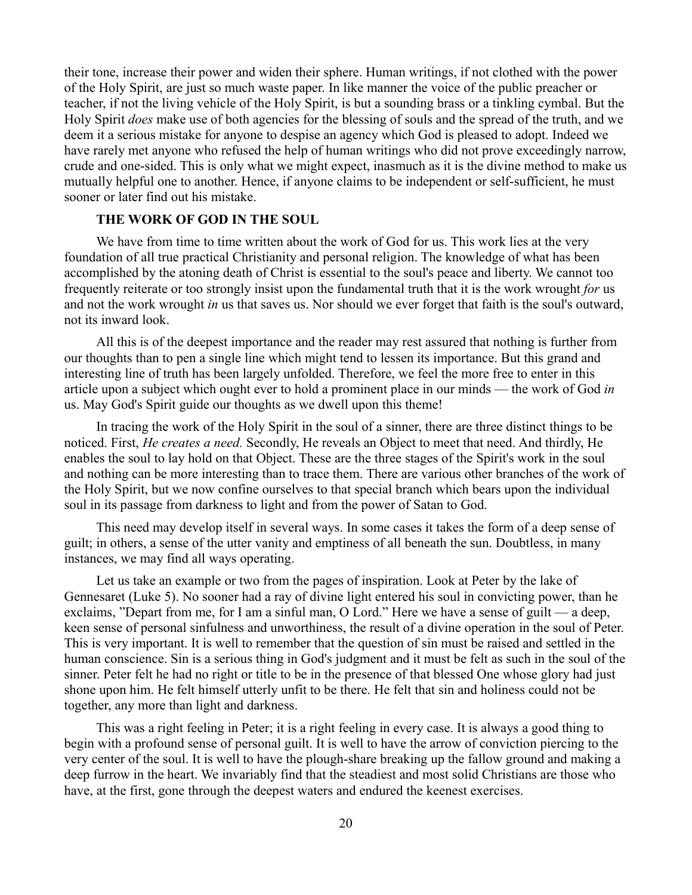their tone, increase their power and widen their sphere. Human writings, if not clothed with the power of the Holy Spirit, are just so much waste paper. In like manner the voice of the public preacher or teacher, if not the living vehicle of the Holy Spirit, is but a sounding brass or a tinkling cymbal. But the Holy Spirit *does* make use of both agencies for the blessing of souls and the spread of the truth, and we deem it a serious mistake for anyone to despise an agency which God is pleased to adopt. Indeed we have rarely met anyone who refused the help of human writings who did not prove exceedingly narrow, crude and one-sided. This is only what we might expect, inasmuch as it is the divine method to make us mutually helpful one to another. Hence, if anyone claims to be independent or self-sufficient, he must sooner or later find out his mistake.

## THE WORK OF GOD IN THE SOUL

We have from time to time written about the work of God for us. This work lies at the very foundation of all true practical Christianity and personal religion. The knowledge of what has been accomplished by the atoning death of Christ is essential to the soul's peace and liberty. We cannot too frequently reiterate or too strongly insist upon the fundamental truth that it is the work wrought *for* us and not the work wrought *in* us that saves us. Nor should we ever forget that faith is the soul's outward, not its inward look.

All this is of the deepest importance and the reader may rest assured that nothing is further from our thoughts than to pen a single line which might tend to lessen its importance. But this grand and interesting line of truth has been largely unfolded. Therefore, we feel the more free to enter in this article upon a subject which ought ever to hold a prominent place in our minds — the work of God *in* us. May God's Spirit guide our thoughts as we dwell upon this theme!

In tracing the work of the Holy Spirit in the soul of a sinner, there are three distinct things to be noticed. First, *He creates a need.* Secondly, He reveals an Object to meet that need. And thirdly, He enables the soul to lay hold on that Object. These are the three stages of the Spirit's work in the soul and nothing can be more interesting than to trace them. There are various other branches of the work of the Holy Spirit, but we now confine ourselves to that special branch which bears upon the individual soul in its passage from darkness to light and from the power of Satan to God.

This need may develop itself in several ways. In some cases it takes the form of a deep sense of guilt; in others, a sense of the utter vanity and emptiness of all beneath the sun. Doubtless, in many instances, we may find all ways operating.

Let us take an example or two from the pages of inspiration. Look at Peter by the lake of Gennesaret (Luke 5). No sooner had a ray of divine light entered his soul in convicting power, than he exclaims, "Depart from me, for I am a sinful man, O Lord." Here we have a sense of guilt — a deep, keen sense of personal sinfulness and unworthiness, the result of a divine operation in the soul of Peter. This is very important. It is well to remember that the question of sin must be raised and settled in the human conscience. Sin is a serious thing in God's judgment and it must be felt as such in the soul of the sinner. Peter felt he had no right or title to be in the presence of that blessed One whose glory had just shone upon him. He felt himself utterly unfit to be there. He felt that sin and holiness could not be together, any more than light and darkness.

This was a right feeling in Peter; it is a right feeling in every case. It is always a good thing to begin with a profound sense of personal guilt. It is well to have the arrow of conviction piercing to the very center of the soul. It is well to have the plough-share breaking up the fallow ground and making a deep furrow in the heart. We invariably find that the steadiest and most solid Christians are those who have, at the first, gone through the deepest waters and endured the keenest exercises.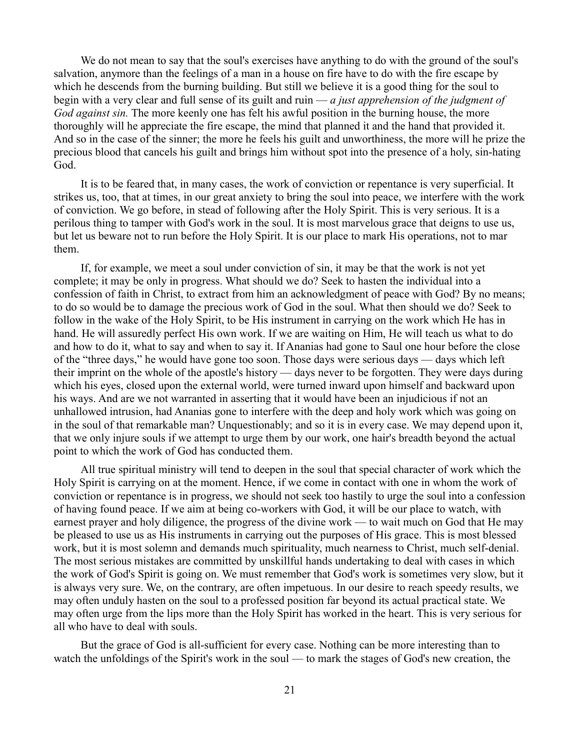We do not mean to say that the soul's exercises have anything to do with the ground of the soul's salvation, anymore than the feelings of a man in a house on fire have to do with the fire escape by which he descends from the burning building. But still we believe it is a good thing for the soul to begin with a very clear and full sense of its guilt and ruin — *a just apprehension of the judgment of God against sin.* The more keenly one has felt his awful position in the burning house, the more thoroughly will he appreciate the fire escape, the mind that planned it and the hand that provided it. And so in the case of the sinner; the more he feels his guilt and unworthiness, the more will he prize the precious blood that cancels his guilt and brings him without spot into the presence of a holy, sin-hating God.

It is to be feared that, in many cases, the work of conviction or repentance is very superficial. It strikes us, too, that at times, in our great anxiety to bring the soul into peace, we interfere with the work of conviction. We go before, in stead of following after the Holy Spirit. This is very serious. It is a perilous thing to tamper with God's work in the soul. It is most marvelous grace that deigns to use us, but let us beware not to run before the Holy Spirit. It is our place to mark His operations, not to mar them.

If, for example, we meet a soul under conviction of sin, it may be that the work is not yet complete; it may be only in progress. What should we do? Seek to hasten the individual into a confession of faith in Christ, to extract from him an acknowledgment of peace with God? By no means; to do so would be to damage the precious work of God in the soul. What then should we do? Seek to follow in the wake of the Holy Spirit, to be His instrument in carrying on the work which He has in hand. He will assuredly perfect His own work. If we are waiting on Him, He will teach us what to do and how to do it, what to say and when to say it. If Ananias had gone to Saul one hour before the close of the "three days," he would have gone too soon. Those days were serious days — days which left their imprint on the whole of the apostle's history — days never to be forgotten. They were days during which his eyes, closed upon the external world, were turned inward upon himself and backward upon his ways. And are we not warranted in asserting that it would have been an injudicious if not an unhallowed intrusion, had Ananias gone to interfere with the deep and holy work which was going on in the soul of that remarkable man? Unquestionably; and so it is in every case. We may depend upon it, that we only injure souls if we attempt to urge them by our work, one hair's breadth beyond the actual point to which the work of God has conducted them.

All true spiritual ministry will tend to deepen in the soul that special character of work which the Holy Spirit is carrying on at the moment. Hence, if we come in contact with one in whom the work of conviction or repentance is in progress, we should not seek too hastily to urge the soul into a confession of having found peace. If we aim at being co-workers with God, it will be our place to watch, with earnest prayer and holy diligence, the progress of the divine work — to wait much on God that He may be pleased to use us as His instruments in carrying out the purposes of His grace. This is most blessed work, but it is most solemn and demands much spirituality, much nearness to Christ, much self-denial. The most serious mistakes are committed by unskillful hands undertaking to deal with cases in which the work of God's Spirit is going on. We must remember that God's work is sometimes very slow, but it is always very sure. We, on the contrary, are often impetuous. In our desire to reach speedy results, we may often unduly hasten on the soul to a professed position far beyond its actual practical state. We may often urge from the lips more than the Holy Spirit has worked in the heart. This is very serious for all who have to deal with souls.

But the grace of God is all-sufficient for every case. Nothing can be more interesting than to watch the unfoldings of the Spirit's work in the soul — to mark the stages of God's new creation, the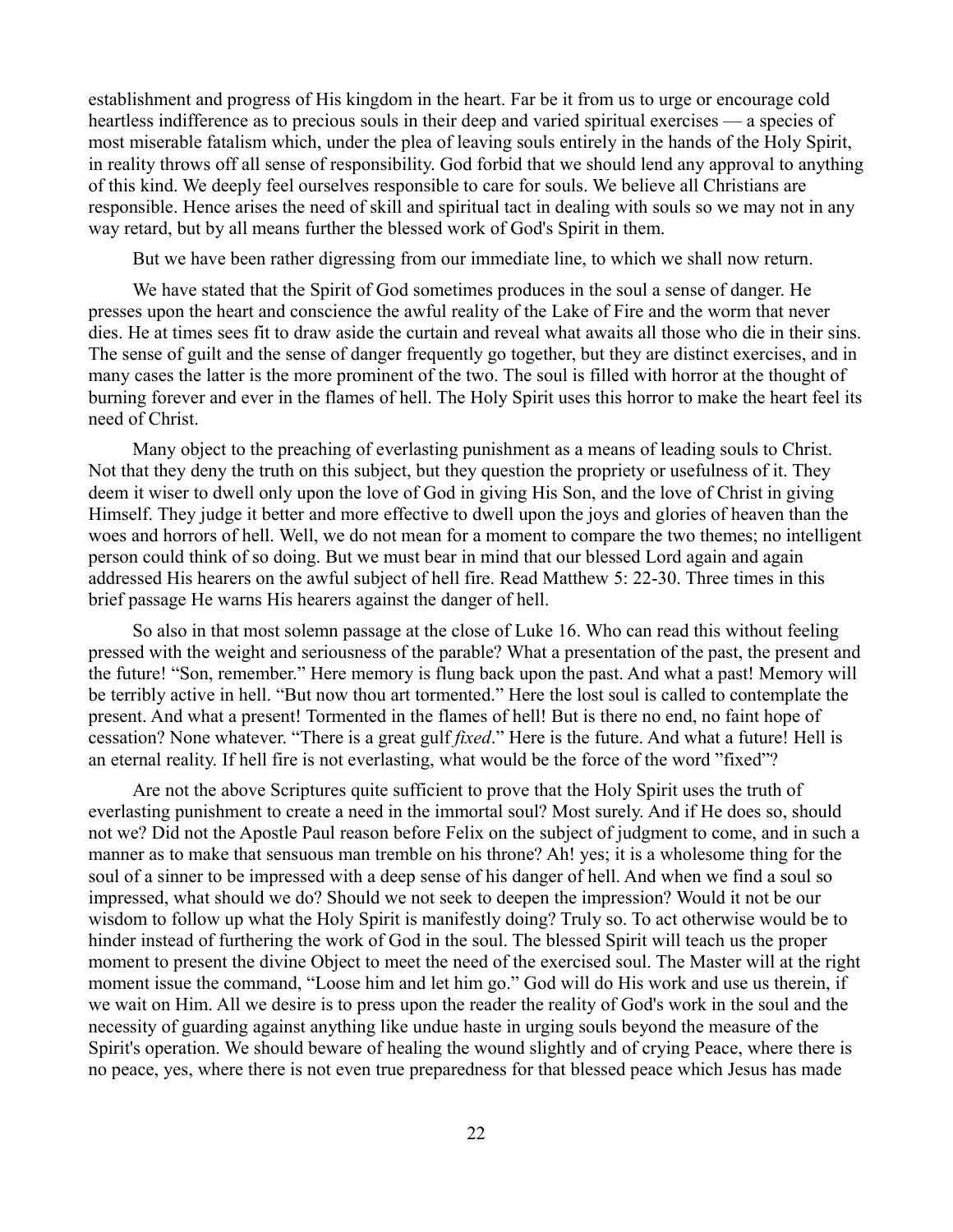establishment and progress of His kingdom in the heart. Far be it from us to urge or encourage cold heartless indifference as to precious souls in their deep and varied spiritual exercises — a species of most miserable fatalism which, under the plea of leaving souls entirely in the hands of the Holy Spirit, in reality throws off all sense of responsibility. God forbid that we should lend any approval to anything of this kind. We deeply feel ourselves responsible to care for souls. We believe all Christians are responsible. Hence arises the need of skill and spiritual tact in dealing with souls so we may not in any way retard, but by all means further the blessed work of God's Spirit in them.

But we have been rather digressing from our immediate line, to which we shall now return.

We have stated that the Spirit of God sometimes produces in the soul a sense of danger. He presses upon the heart and conscience the awful reality of the Lake of Fire and the worm that never dies. He at times sees fit to draw aside the curtain and reveal what awaits all those who die in their sins. The sense of guilt and the sense of danger frequently go together, but they are distinct exercises, and in many cases the latter is the more prominent of the two. The soul is filled with horror at the thought of burning forever and ever in the flames of hell. The Holy Spirit uses this horror to make the heart feel its need of Christ.

Many object to the preaching of everlasting punishment as a means of leading souls to Christ. Not that they deny the truth on this subject, but they question the propriety or usefulness of it. They deem it wiser to dwell only upon the love of God in giving His Son, and the love of Christ in giving Himself. They judge it better and more effective to dwell upon the joys and glories of heaven than the woes and horrors of hell. Well, we do not mean for a moment to compare the two themes; no intelligent person could think of so doing. But we must bear in mind that our blessed Lord again and again addressed His hearers on the awful subject of hell fire. Read Matthew 5: 22-30. Three times in this brief passage He warns His hearers against the danger of hell.

So also in that most solemn passage at the close of Luke 16. Who can read this without feeling pressed with the weight and seriousness of the parable? What a presentation of the past, the present and the future! "Son, remember." Here memory is flung back upon the past. And what a past! Memory will be terribly active in hell. "But now thou art tormented." Here the lost soul is called to contemplate the present. And what a present! Tormented in the flames of hell! But is there no end, no faint hope of cessation? None whatever. "There is a great gulf *fixed*." Here is the future. And what a future! Hell is an eternal reality. If hell fire is not everlasting, what would be the force of the word "fixed"?

Are not the above Scriptures quite sufficient to prove that the Holy Spirit uses the truth of everlasting punishment to create a need in the immortal soul? Most surely. And if He does so, should not we? Did not the Apostle Paul reason before Felix on the subject of judgment to come, and in such a manner as to make that sensuous man tremble on his throne? Ah! yes; it is a wholesome thing for the soul of a sinner to be impressed with a deep sense of his danger of hell. And when we find a soul so impressed, what should we do? Should we not seek to deepen the impression? Would it not be our wisdom to follow up what the Holy Spirit is manifestly doing? Truly so. To act otherwise would be to hinder instead of furthering the work of God in the soul. The blessed Spirit will teach us the proper moment to present the divine Object to meet the need of the exercised soul. The Master will at the right moment issue the command, "Loose him and let him go." God will do His work and use us therein, if we wait on Him. All we desire is to press upon the reader the reality of God's work in the soul and the necessity of guarding against anything like undue haste in urging souls beyond the measure of the Spirit's operation. We should beware of healing the wound slightly and of crying Peace, where there is no peace, yes, where there is not even true preparedness for that blessed peace which Jesus has made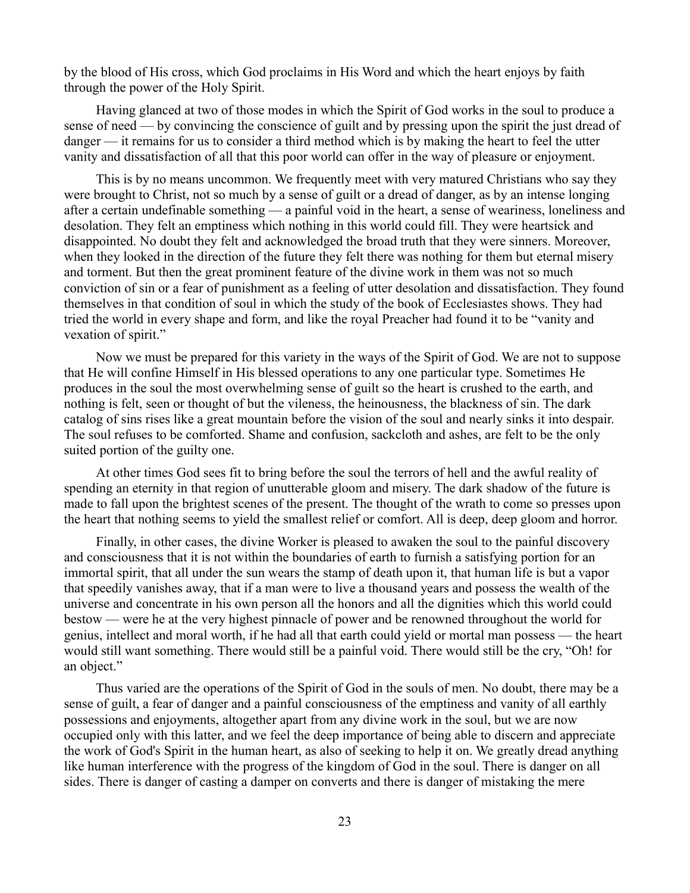by the blood of His cross, which God proclaims in His Word and which the heart enjoys by faith through the power of the Holy Spirit.

Having glanced at two of those modes in which the Spirit of God works in the soul to produce a sense of need — by convincing the conscience of guilt and by pressing upon the spirit the just dread of danger — it remains for us to consider a third method which is by making the heart to feel the utter vanity and dissatisfaction of all that this poor world can offer in the way of pleasure or enjoyment.

This is by no means uncommon. We frequently meet with very matured Christians who say they were brought to Christ, not so much by a sense of guilt or a dread of danger, as by an intense longing after a certain undefinable something — a painful void in the heart, a sense of weariness, loneliness and desolation. They felt an emptiness which nothing in this world could fill. They were heartsick and disappointed. No doubt they felt and acknowledged the broad truth that they were sinners. Moreover, when they looked in the direction of the future they felt there was nothing for them but eternal misery and torment. But then the great prominent feature of the divine work in them was not so much conviction of sin or a fear of punishment as a feeling of utter desolation and dissatisfaction. They found themselves in that condition of soul in which the study of the book of Ecclesiastes shows. They had tried the world in every shape and form, and like the royal Preacher had found it to be "vanity and vexation of spirit."

Now we must be prepared for this variety in the ways of the Spirit of God. We are not to suppose that He will confine Himself in His blessed operations to any one particular type. Sometimes He produces in the soul the most overwhelming sense of guilt so the heart is crushed to the earth, and nothing is felt, seen or thought of but the vileness, the heinousness, the blackness of sin. The dark catalog of sins rises like a great mountain before the vision of the soul and nearly sinks it into despair. The soul refuses to be comforted. Shame and confusion, sackcloth and ashes, are felt to be the only suited portion of the guilty one.

At other times God sees fit to bring before the soul the terrors of hell and the awful reality of spending an eternity in that region of unutterable gloom and misery. The dark shadow of the future is made to fall upon the brightest scenes of the present. The thought of the wrath to come so presses upon the heart that nothing seems to yield the smallest relief or comfort. All is deep, deep gloom and horror.

Finally, in other cases, the divine Worker is pleased to awaken the soul to the painful discovery and consciousness that it is not within the boundaries of earth to furnish a satisfying portion for an immortal spirit, that all under the sun wears the stamp of death upon it, that human life is but a vapor that speedily vanishes away, that if a man were to live a thousand years and possess the wealth of the universe and concentrate in his own person all the honors and all the dignities which this world could bestow — were he at the very highest pinnacle of power and be renowned throughout the world for genius, intellect and moral worth, if he had all that earth could yield or mortal man possess — the heart would still want something. There would still be a painful void. There would still be the cry, "Oh! for an object."

Thus varied are the operations of the Spirit of God in the souls of men. No doubt, there may be a sense of guilt, a fear of danger and a painful consciousness of the emptiness and vanity of all earthly possessions and enjoyments, altogether apart from any divine work in the soul, but we are now occupied only with this latter, and we feel the deep importance of being able to discern and appreciate the work of God's Spirit in the human heart, as also of seeking to help it on. We greatly dread anything like human interference with the progress of the kingdom of God in the soul. There is danger on all sides. There is danger of casting a damper on converts and there is danger of mistaking the mere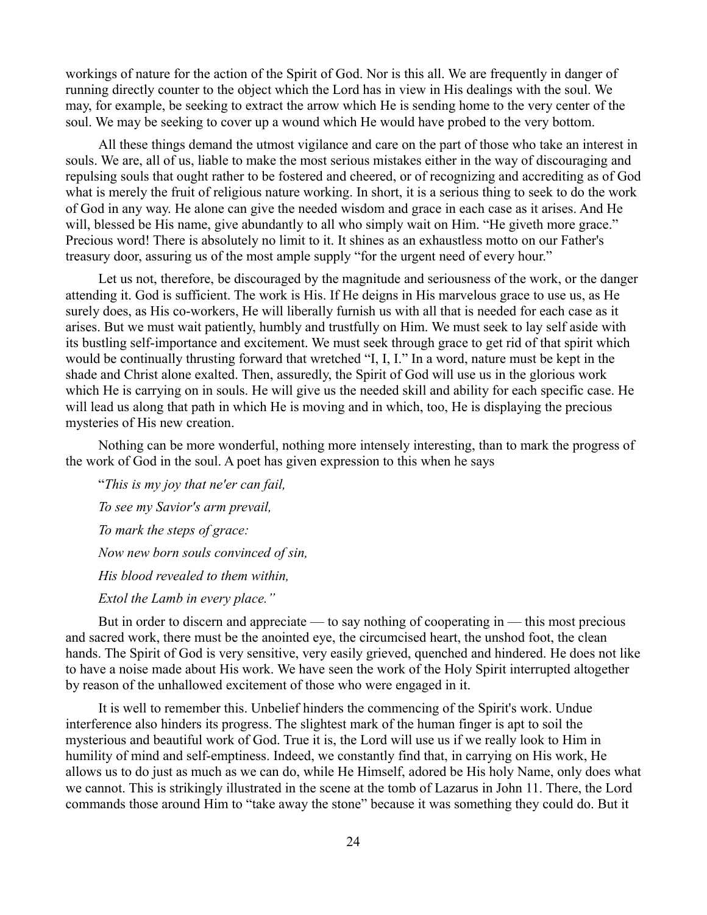workings of nature for the action of the Spirit of God. Nor is this all. We are frequently in danger of running directly counter to the object which the Lord has in view in His dealings with the soul. We may, for example, be seeking to extract the arrow which He is sending home to the very center of the soul. We may be seeking to cover up a wound which He would have probed to the very bottom.

All these things demand the utmost vigilance and care on the part of those who take an interest in souls. We are, all of us, liable to make the most serious mistakes either in the way of discouraging and repulsing souls that ought rather to be fostered and cheered, or of recognizing and accrediting as of God what is merely the fruit of religious nature working. In short, it is a serious thing to seek to do the work of God in any way. He alone can give the needed wisdom and grace in each case as it arises. And He will, blessed be His name, give abundantly to all who simply wait on Him. "He giveth more grace." Precious word! There is absolutely no limit to it. It shines as an exhaustless motto on our Father's treasury door, assuring us of the most ample supply "for the urgent need of every hour."

Let us not, therefore, be discouraged by the magnitude and seriousness of the work, or the danger attending it. God is sufficient. The work is His. If He deigns in His marvelous grace to use us, as He surely does, as His co-workers, He will liberally furnish us with all that is needed for each case as it arises. But we must wait patiently, humbly and trustfully on Him. We must seek to lay self aside with its bustling self-importance and excitement. We must seek through grace to get rid of that spirit which would be continually thrusting forward that wretched "I, I, I." In a word, nature must be kept in the shade and Christ alone exalted. Then, assuredly, the Spirit of God will use us in the glorious work which He is carrying on in souls. He will give us the needed skill and ability for each specific case. He will lead us along that path in which He is moving and in which, too, He is displaying the precious mysteries of His new creation.

Nothing can be more wonderful, nothing more intensely interesting, than to mark the progress of the work of God in the soul. A poet has given expression to this when he says

"*This is my joy that ne'er can fail,*

*To see my Savior's arm prevail,*

*To mark the steps of grace:*

*Now new born souls convinced of sin,*

*His blood revealed to them within,*

*Extol the Lamb in every place."*

But in order to discern and appreciate — to say nothing of cooperating in — this most precious and sacred work, there must be the anointed eye, the circumcised heart, the unshod foot, the clean hands. The Spirit of God is very sensitive, very easily grieved, quenched and hindered. He does not like to have a noise made about His work. We have seen the work of the Holy Spirit interrupted altogether by reason of the unhallowed excitement of those who were engaged in it.

It is well to remember this. Unbelief hinders the commencing of the Spirit's work. Undue interference also hinders its progress. The slightest mark of the human finger is apt to soil the mysterious and beautiful work of God. True it is, the Lord will use us if we really look to Him in humility of mind and self-emptiness. Indeed, we constantly find that, in carrying on His work, He allows us to do just as much as we can do, while He Himself, adored be His holy Name, only does what we cannot. This is strikingly illustrated in the scene at the tomb of Lazarus in John 11. There, the Lord commands those around Him to "take away the stone" because it was something they could do. But it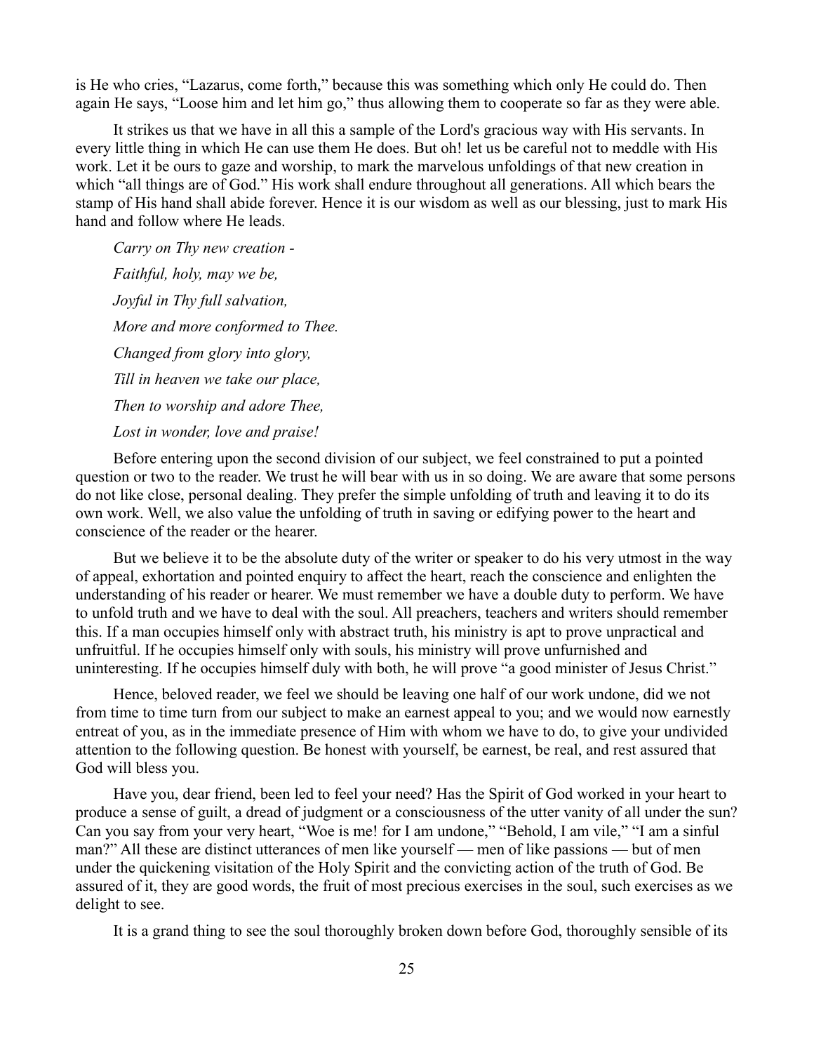is He who cries, "Lazarus, come forth," because this was something which only He could do. Then again He says, "Loose him and let him go," thus allowing them to cooperate so far as they were able.

It strikes us that we have in all this a sample of the Lord's gracious way with His servants. In every little thing in which He can use them He does. But oh! let us be careful not to meddle with His work. Let it be ours to gaze and worship, to mark the marvelous unfoldings of that new creation in which "all things are of God." His work shall endure throughout all generations. All which bears the stamp of His hand shall abide forever. Hence it is our wisdom as well as our blessing, just to mark His hand and follow where He leads.

*Carry on Thy new creation -*

*Faithful, holy, may we be,*

*Joyful in Thy full salvation,*

*More and more conformed to Thee.*

*Changed from glory into glory,*

*Till in heaven we take our place,*

*Then to worship and adore Thee,*

*Lost in wonder, love and praise!*

Before entering upon the second division of our subject, we feel constrained to put a pointed question or two to the reader. We trust he will bear with us in so doing. We are aware that some persons do not like close, personal dealing. They prefer the simple unfolding of truth and leaving it to do its own work. Well, we also value the unfolding of truth in saving or edifying power to the heart and conscience of the reader or the hearer.

But we believe it to be the absolute duty of the writer or speaker to do his very utmost in the way of appeal, exhortation and pointed enquiry to affect the heart, reach the conscience and enlighten the understanding of his reader or hearer. We must remember we have a double duty to perform. We have to unfold truth and we have to deal with the soul. All preachers, teachers and writers should remember this. If a man occupies himself only with abstract truth, his ministry is apt to prove unpractical and unfruitful. If he occupies himself only with souls, his ministry will prove unfurnished and uninteresting. If he occupies himself duly with both, he will prove "a good minister of Jesus Christ."

Hence, beloved reader, we feel we should be leaving one half of our work undone, did we not from time to time turn from our subject to make an earnest appeal to you; and we would now earnestly entreat of you, as in the immediate presence of Him with whom we have to do, to give your undivided attention to the following question. Be honest with yourself, be earnest, be real, and rest assured that God will bless you.

Have you, dear friend, been led to feel your need? Has the Spirit of God worked in your heart to produce a sense of guilt, a dread of judgment or a consciousness of the utter vanity of all under the sun? Can you say from your very heart, "Woe is me! for I am undone," "Behold, I am vile," "I am a sinful man?" All these are distinct utterances of men like yourself — men of like passions — but of men under the quickening visitation of the Holy Spirit and the convicting action of the truth of God. Be assured of it, they are good words, the fruit of most precious exercises in the soul, such exercises as we delight to see.

It is a grand thing to see the soul thoroughly broken down before God, thoroughly sensible of its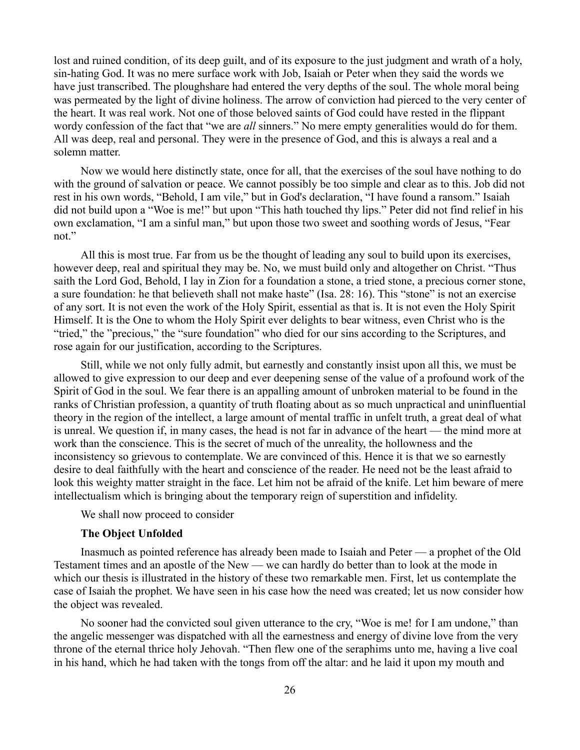lost and ruined condition, of its deep guilt, and of its exposure to the just judgment and wrath of a holy, sin-hating God. It was no mere surface work with Job, Isaiah or Peter when they said the words we have just transcribed. The ploughshare had entered the very depths of the soul. The whole moral being was permeated by the light of divine holiness. The arrow of conviction had pierced to the very center of the heart. It was real work. Not one of those beloved saints of God could have rested in the flippant wordy confession of the fact that "we are *all* sinners." No mere empty generalities would do for them. All was deep, real and personal. They were in the presence of God, and this is always a real and a solemn matter.

Now we would here distinctly state, once for all, that the exercises of the soul have nothing to do with the ground of salvation or peace. We cannot possibly be too simple and clear as to this. Job did not rest in his own words, "Behold, I am vile," but in God's declaration, "I have found a ransom." Isaiah did not build upon a "Woe is me!" but upon "This hath touched thy lips." Peter did not find relief in his own exclamation, "I am a sinful man," but upon those two sweet and soothing words of Jesus, "Fear not."

All this is most true. Far from us be the thought of leading any soul to build upon its exercises, however deep, real and spiritual they may be. No, we must build only and altogether on Christ. "Thus saith the Lord God, Behold, I lay in Zion for a foundation a stone, a tried stone, a precious corner stone, a sure foundation: he that believeth shall not make haste" (Isa. 28: 16). This "stone" is not an exercise of any sort. It is not even the work of the Holy Spirit, essential as that is. It is not even the Holy Spirit Himself. It is the One to whom the Holy Spirit ever delights to bear witness, even Christ who is the "tried," the "precious," the "sure foundation" who died for our sins according to the Scriptures, and rose again for our justification, according to the Scriptures.

Still, while we not only fully admit, but earnestly and constantly insist upon all this, we must be allowed to give expression to our deep and ever deepening sense of the value of a profound work of the Spirit of God in the soul. We fear there is an appalling amount of unbroken material to be found in the ranks of Christian profession, a quantity of truth floating about as so much unpractical and uninfluential theory in the region of the intellect, a large amount of mental traffic in unfelt truth, a great deal of what is unreal. We question if, in many cases, the head is not far in advance of the heart — the mind more at work than the conscience. This is the secret of much of the unreality, the hollowness and the inconsistency so grievous to contemplate. We are convinced of this. Hence it is that we so earnestly desire to deal faithfully with the heart and conscience of the reader. He need not be the least afraid to look this weighty matter straight in the face. Let him not be afraid of the knife. Let him beware of mere intellectualism which is bringing about the temporary reign of superstition and infidelity.

We shall now proceed to consider

**The Object Unfolded**

Inasmuch as pointed reference has already been made to Isaiah and Peter — a prophet of the Old Testament times and an apostle of the New — we can hardly do better than to look at the mode in which our thesis is illustrated in the history of these two remarkable men. First, let us contemplate the case of Isaiah the prophet. We have seen in his case how the need was created; let us now consider how the object was revealed.

No sooner had the convicted soul given utterance to the cry, "Woe is me! for I am undone," than the angelic messenger was dispatched with all the earnestness and energy of divine love from the very throne of the eternal thrice holy Jehovah. "Then flew one of the seraphims unto me, having a live coal in his hand, which he had taken with the tongs from off the altar: and he laid it upon my mouth and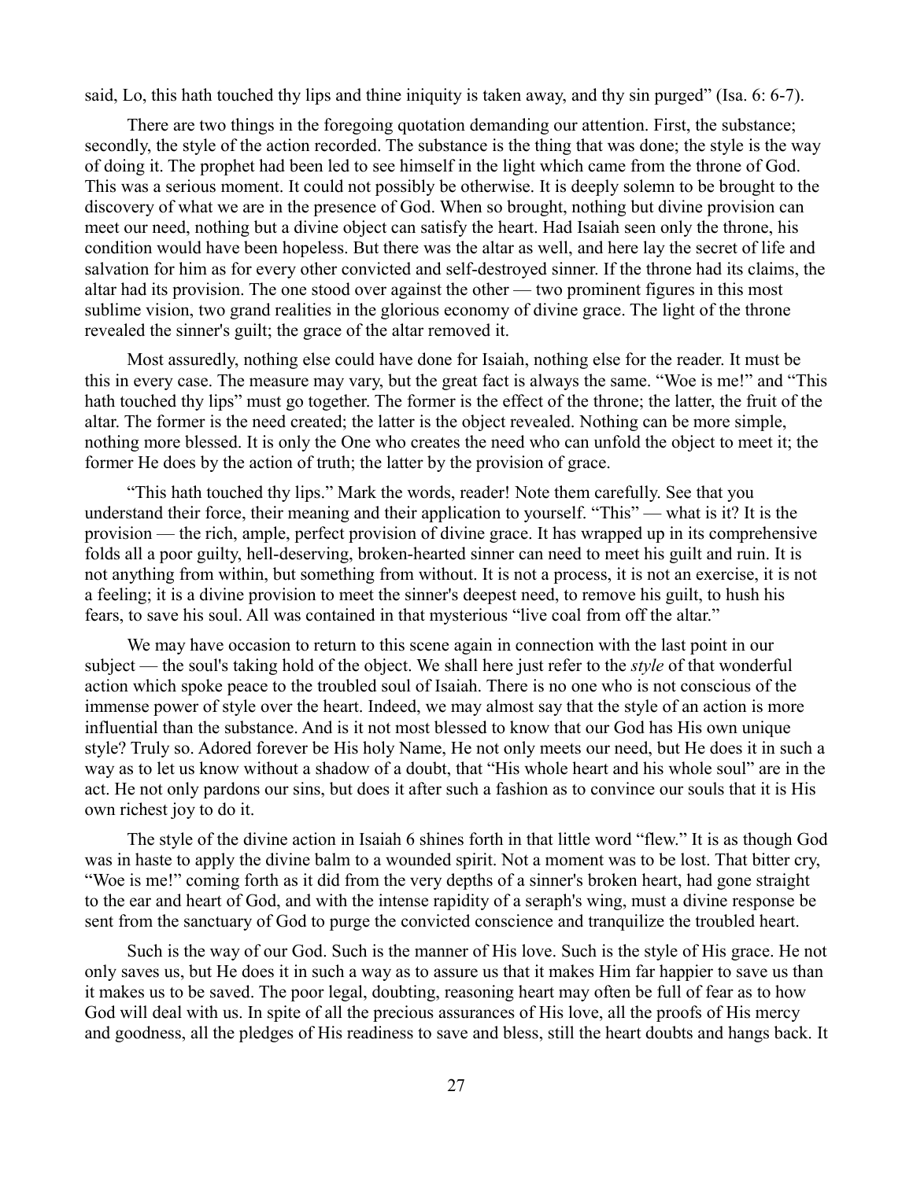said, Lo, this hath touched thy lips and thine iniquity is taken away, and thy sin purged" (Isa. 6: 6-7).

There are two things in the foregoing quotation demanding our attention. First, the substance; secondly, the style of the action recorded. The substance is the thing that was done; the style is the way of doing it. The prophet had been led to see himself in the light which came from the throne of God. This was a serious moment. It could not possibly be otherwise. It is deeply solemn to be brought to the discovery of what we are in the presence of God. When so brought, nothing but divine provision can meet our need, nothing but a divine object can satisfy the heart. Had Isaiah seen only the throne, his condition would have been hopeless. But there was the altar as well, and here lay the secret of life and salvation for him as for every other convicted and self-destroyed sinner. If the throne had its claims, the altar had its provision. The one stood over against the other — two prominent figures in this most sublime vision, two grand realities in the glorious economy of divine grace. The light of the throne revealed the sinner's guilt; the grace of the altar removed it.

Most assuredly, nothing else could have done for Isaiah, nothing else for the reader. It must be this in every case. The measure may vary, but the great fact is always the same. "Woe is me!" and "This hath touched thy lips" must go together. The former is the effect of the throne; the latter, the fruit of the altar. The former is the need created; the latter is the object revealed. Nothing can be more simple, nothing more blessed. It is only the One who creates the need who can unfold the object to meet it; the former He does by the action of truth; the latter by the provision of grace.

"This hath touched thy lips." Mark the words, reader! Note them carefully. See that you understand their force, their meaning and their application to yourself. "This" — what is it? It is the provision — the rich, ample, perfect provision of divine grace. It has wrapped up in its comprehensive folds all a poor guilty, hell-deserving, broken-hearted sinner can need to meet his guilt and ruin. It is not anything from within, but something from without. It is not a process, it is not an exercise, it is not a feeling; it is a divine provision to meet the sinner's deepest need, to remove his guilt, to hush his fears, to save his soul. All was contained in that mysterious "live coal from off the altar."

We may have occasion to return to this scene again in connection with the last point in our subject — the soul's taking hold of the object. We shall here just refer to the *style* of that wonderful action which spoke peace to the troubled soul of Isaiah. There is no one who is not conscious of the immense power of style over the heart. Indeed, we may almost say that the style of an action is more influential than the substance. And is it not most blessed to know that our God has His own unique style? Truly so. Adored forever be His holy Name, He not only meets our need, but He does it in such a way as to let us know without a shadow of a doubt, that "His whole heart and his whole soul" are in the act. He not only pardons our sins, but does it after such a fashion as to convince our souls that it is His own richest joy to do it.

The style of the divine action in Isaiah 6 shines forth in that little word "flew." It is as though God was in haste to apply the divine balm to a wounded spirit. Not a moment was to be lost. That bitter cry, "Woe is me!" coming forth as it did from the very depths of a sinner's broken heart, had gone straight to the ear and heart of God, and with the intense rapidity of a seraph's wing, must a divine response be sent from the sanctuary of God to purge the convicted conscience and tranquilize the troubled heart.

Such is the way of our God. Such is the manner of His love. Such is the style of His grace. He not only saves us, but He does it in such a way as to assure us that it makes Him far happier to save us than it makes us to be saved. The poor legal, doubting, reasoning heart may often be full of fear as to how God will deal with us. In spite of all the precious assurances of His love, all the proofs of His mercy and goodness, all the pledges of His readiness to save and bless, still the heart doubts and hangs back. It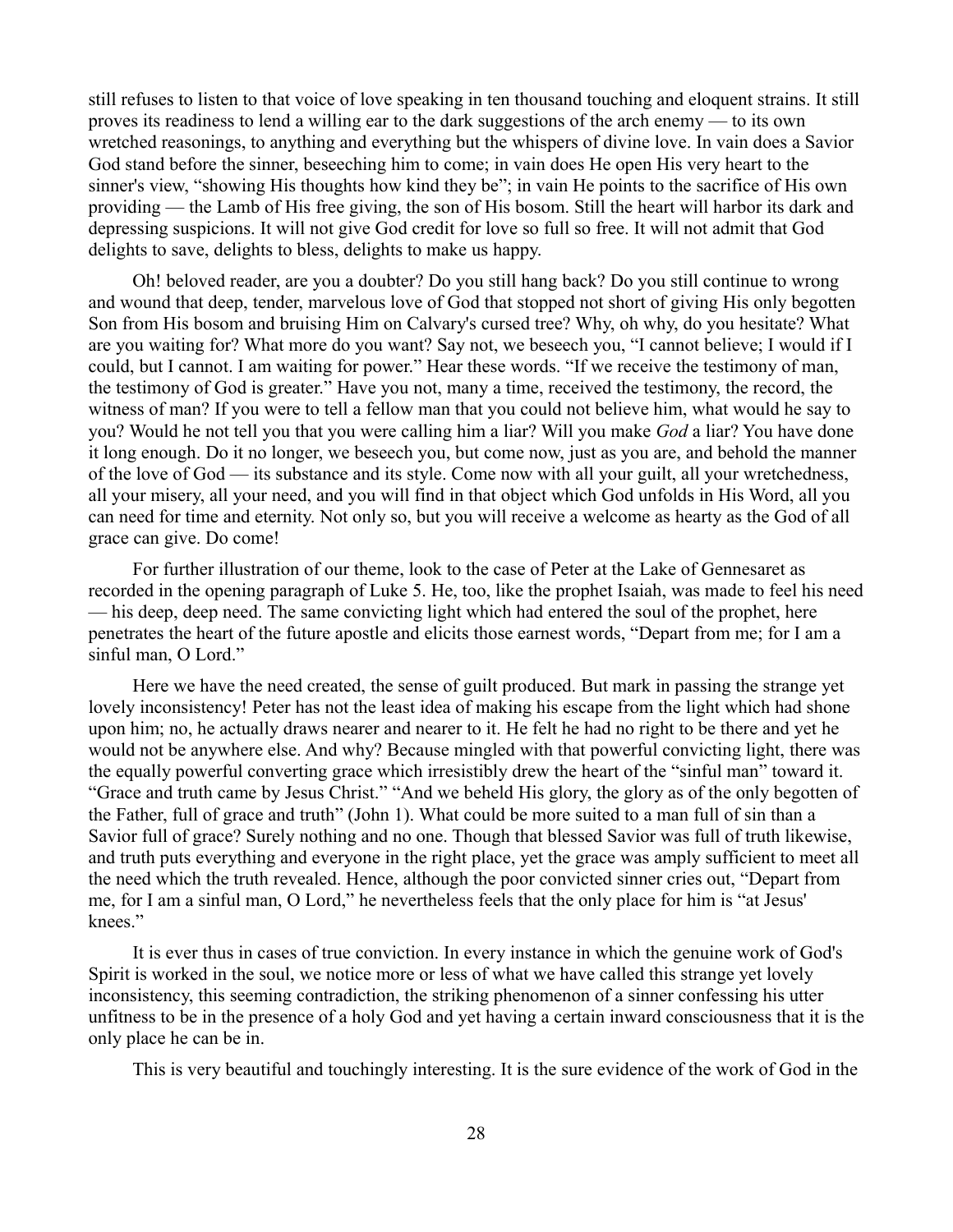still refuses to listen to that voice of love speaking in ten thousand touching and eloquent strains. It still proves its readiness to lend a willing ear to the dark suggestions of the arch enemy — to its own wretched reasonings, to anything and everything but the whispers of divine love. In vain does a Savior God stand before the sinner, beseeching him to come; in vain does He open His very heart to the sinner's view, "showing His thoughts how kind they be"; in vain He points to the sacrifice of His own providing — the Lamb of His free giving, the son of His bosom. Still the heart will harbor its dark and depressing suspicions. It will not give God credit for love so full so free. It will not admit that God delights to save, delights to bless, delights to make us happy.

Oh! beloved reader, are you a doubter? Do you still hang back? Do you still continue to wrong and wound that deep, tender, marvelous love of God that stopped not short of giving His only begotten Son from His bosom and bruising Him on Calvary's cursed tree? Why, oh why, do you hesitate? What are you waiting for? What more do you want? Say not, we beseech you, "I cannot believe; I would if I could, but I cannot. I am waiting for power." Hear these words. "If we receive the testimony of man, the testimony of God is greater." Have you not, many a time, received the testimony, the record, the witness of man? If you were to tell a fellow man that you could not believe him, what would he say to you? Would he not tell you that you were calling him a liar? Will you make *God* a liar? You have done it long enough. Do it no longer, we beseech you, but come now, just as you are, and behold the manner of the love of God — its substance and its style. Come now with all your guilt, all your wretchedness, all your misery, all your need, and you will find in that object which God unfolds in His Word, all you can need for time and eternity. Not only so, but you will receive a welcome as hearty as the God of all grace can give. Do come!

For further illustration of our theme, look to the case of Peter at the Lake of Gennesaret as recorded in the opening paragraph of Luke 5. He, too, like the prophet Isaiah, was made to feel his need — his deep, deep need. The same convicting light which had entered the soul of the prophet, here penetrates the heart of the future apostle and elicits those earnest words, "Depart from me; for I am a sinful man, O Lord."

Here we have the need created, the sense of guilt produced. But mark in passing the strange yet lovely inconsistency! Peter has not the least idea of making his escape from the light which had shone upon him; no, he actually draws nearer and nearer to it. He felt he had no right to be there and yet he would not be anywhere else. And why? Because mingled with that powerful convicting light, there was the equally powerful converting grace which irresistibly drew the heart of the "sinful man" toward it. "Grace and truth came by Jesus Christ." "And we beheld His glory, the glory as of the only begotten of the Father, full of grace and truth" (John 1). What could be more suited to a man full of sin than a Savior full of grace? Surely nothing and no one. Though that blessed Savior was full of truth likewise, and truth puts everything and everyone in the right place, yet the grace was amply sufficient to meet all the need which the truth revealed. Hence, although the poor convicted sinner cries out, "Depart from me, for I am a sinful man, O Lord," he nevertheless feels that the only place for him is "at Jesus' knees."

It is ever thus in cases of true conviction. In every instance in which the genuine work of God's Spirit is worked in the soul, we notice more or less of what we have called this strange yet lovely inconsistency, this seeming contradiction, the striking phenomenon of a sinner confessing his utter unfitness to be in the presence of a holy God and yet having a certain inward consciousness that it is the only place he can be in.

This is very beautiful and touchingly interesting. It is the sure evidence of the work of God in the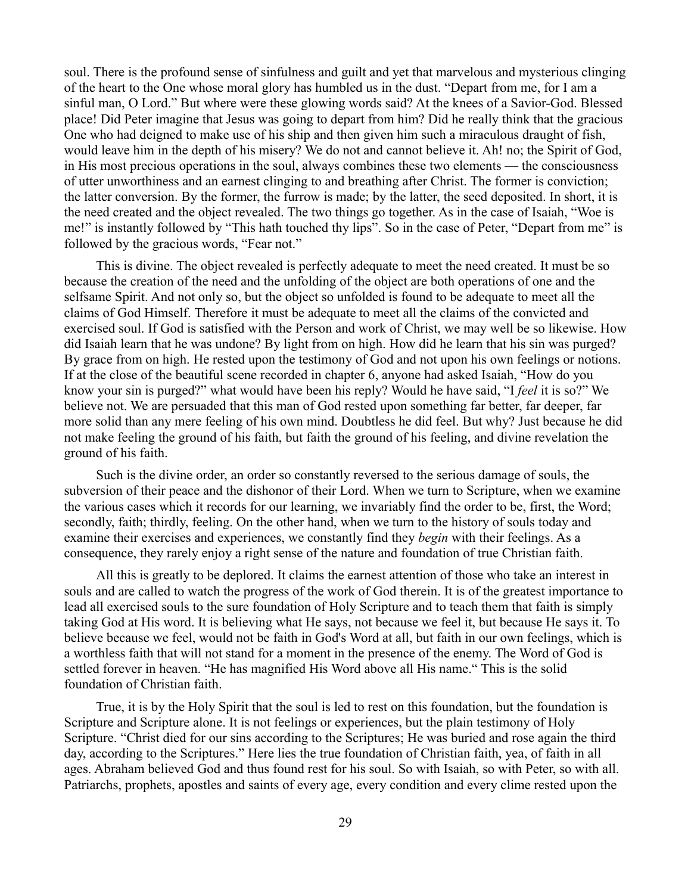soul. There is the profound sense of sinfulness and guilt and yet that marvelous and mysterious clinging of the heart to the One whose moral glory has humbled us in the dust. "Depart from me, for I am a sinful man, O Lord." But where were these glowing words said? At the knees of a Savior-God. Blessed place! Did Peter imagine that Jesus was going to depart from him? Did he really think that the gracious One who had deigned to make use of his ship and then given him such a miraculous draught of fish, would leave him in the depth of his misery? We do not and cannot believe it. Ah! no; the Spirit of God, in His most precious operations in the soul, always combines these two elements — the consciousness of utter unworthiness and an earnest clinging to and breathing after Christ. The former is conviction; the latter conversion. By the former, the furrow is made; by the latter, the seed deposited. In short, it is the need created and the object revealed. The two things go together. As in the case of Isaiah, "Woe is me!" is instantly followed by "This hath touched thy lips". So in the case of Peter, "Depart from me" is followed by the gracious words, "Fear not."

This is divine. The object revealed is perfectly adequate to meet the need created. It must be so because the creation of the need and the unfolding of the object are both operations of one and the selfsame Spirit. And not only so, but the object so unfolded is found to be adequate to meet all the claims of God Himself. Therefore it must be adequate to meet all the claims of the convicted and exercised soul. If God is satisfied with the Person and work of Christ, we may well be so likewise. How did Isaiah learn that he was undone? By light from on high. How did he learn that his sin was purged? By grace from on high. He rested upon the testimony of God and not upon his own feelings or notions. If at the close of the beautiful scene recorded in chapter 6, anyone had asked Isaiah, "How do you know your sin is purged?" what would have been his reply? Would he have said, "I *feel* it is so?" We believe not. We are persuaded that this man of God rested upon something far better, far deeper, far more solid than any mere feeling of his own mind. Doubtless he did feel. But why? Just because he did not make feeling the ground of his faith, but faith the ground of his feeling, and divine revelation the ground of his faith.

Such is the divine order, an order so constantly reversed to the serious damage of souls, the subversion of their peace and the dishonor of their Lord. When we turn to Scripture, when we examine the various cases which it records for our learning, we invariably find the order to be, first, the Word; secondly, faith; thirdly, feeling. On the other hand, when we turn to the history of souls today and examine their exercises and experiences, we constantly find they *begin* with their feelings. As a consequence, they rarely enjoy a right sense of the nature and foundation of true Christian faith.

All this is greatly to be deplored. It claims the earnest attention of those who take an interest in souls and are called to watch the progress of the work of God therein. It is of the greatest importance to lead all exercised souls to the sure foundation of Holy Scripture and to teach them that faith is simply taking God at His word. It is believing what He says, not because we feel it, but because He says it. To believe because we feel, would not be faith in God's Word at all, but faith in our own feelings, which is a worthless faith that will not stand for a moment in the presence of the enemy. The Word of God is settled forever in heaven. "He has magnified His Word above all His name." This is the solid foundation of Christian faith.

True, it is by the Holy Spirit that the soul is led to rest on this foundation, but the foundation is Scripture and Scripture alone. It is not feelings or experiences, but the plain testimony of Holy Scripture. "Christ died for our sins according to the Scriptures; He was buried and rose again the third day, according to the Scriptures." Here lies the true foundation of Christian faith, yea, of faith in all ages. Abraham believed God and thus found rest for his soul. So with Isaiah, so with Peter, so with all. Patriarchs, prophets, apostles and saints of every age, every condition and every clime rested upon the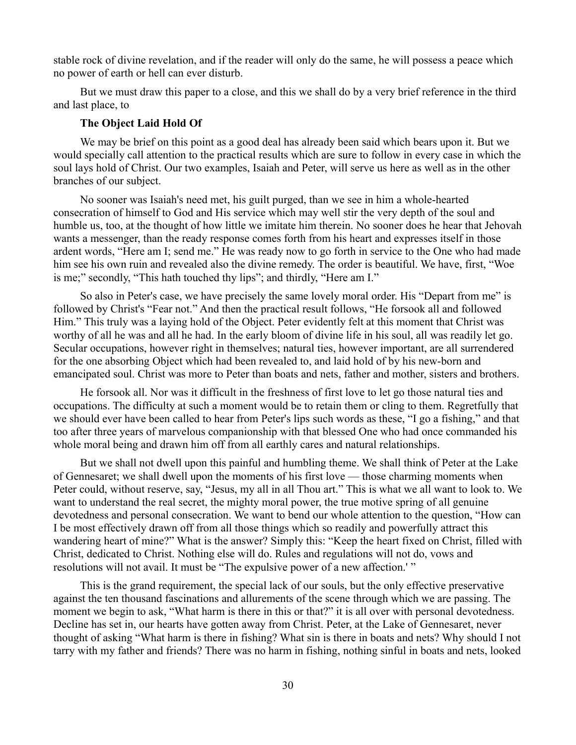stable rock of divine revelation, and if the reader will only do the same, he will possess a peace which no power of earth or hell can ever disturb.

But we must draw this paper to a close, and this we shall do by a very brief reference in the third and last place, to

### The Object Laid Hold Of

We may be brief on this point as a good deal has already been said which bears upon it. But we would specially call attention to the practical results which are sure to follow in every case in which the soul lays hold of Christ. Our two examples, Isaiah and Peter, will serve us here as well as in the other branches of our subject.

No sooner was Isaiah's need met, his guilt purged, than we see in him a whole-hearted consecration of himself to God and His service which may well stir the very depth of the soul and humble us, too, at the thought of how little we imitate him therein. No sooner does he hear that Jehovah wants a messenger, than the ready response comes forth from his heart and expresses itself in those ardent words, "Here am I; send me." He was ready now to go forth in service to the One who had made him see his own ruin and revealed also the divine remedy. The order is beautiful. We have, first, "Woe is me;" secondly, "This hath touched thy lips"; and thirdly, "Here am I."

So also in Peter's case, we have precisely the same lovely moral order. His "Depart from me" is followed by Christ's "Fear not." And then the practical result follows, "He forsook all and followed Him." This truly was a laying hold of the Object. Peter evidently felt at this moment that Christ was worthy of all he was and all he had. In the early bloom of divine life in his soul, all was readily let go. Secular occupations, however right in themselves; natural ties, however important, are all surrendered for the one absorbing Object which had been revealed to, and laid hold of by his new-born and emancipated soul. Christ was more to Peter than boats and nets, father and mother, sisters and brothers.

He forsook all. Nor was it difficult in the freshness of first love to let go those natural ties and occupations. The difficulty at such a moment would be to retain them or cling to them. Regretfully that we should ever have been called to hear from Peter's lips such words as these, "I go a fishing," and that too after three years of marvelous companionship with that blessed One who had once commanded his whole moral being and drawn him off from all earthly cares and natural relationships.

But we shall not dwell upon this painful and humbling theme. We shall think of Peter at the Lake of Gennesaret; we shall dwell upon the moments of his first love — those charming moments when Peter could, without reserve, say, "Jesus, my all in all Thou art." This is what we all want to look to. We want to understand the real secret, the mighty moral power, the true motive spring of all genuine devotedness and personal consecration. We want to bend our whole attention to the question, "How can I be most effectively drawn off from all those things which so readily and powerfully attract this wandering heart of mine?" What is the answer? Simply this: "Keep the heart fixed on Christ, filled with Christ, dedicated to Christ. Nothing else will do. Rules and regulations will not do, vows and resolutions will not avail. It must be "The expulsive power of a new affection.' "

This is the grand requirement, the special lack of our souls, but the only effective preservative against the ten thousand fascinations and allurements of the scene through which we are passing. The moment we begin to ask, "What harm is there in this or that?" it is all over with personal devotedness. Decline has set in, our hearts have gotten away from Christ. Peter, at the Lake of Gennesaret, never thought of asking "What harm is there in fishing? What sin is there in boats and nets? Why should I not tarry with my father and friends? There was no harm in fishing, nothing sinful in boats and nets, looked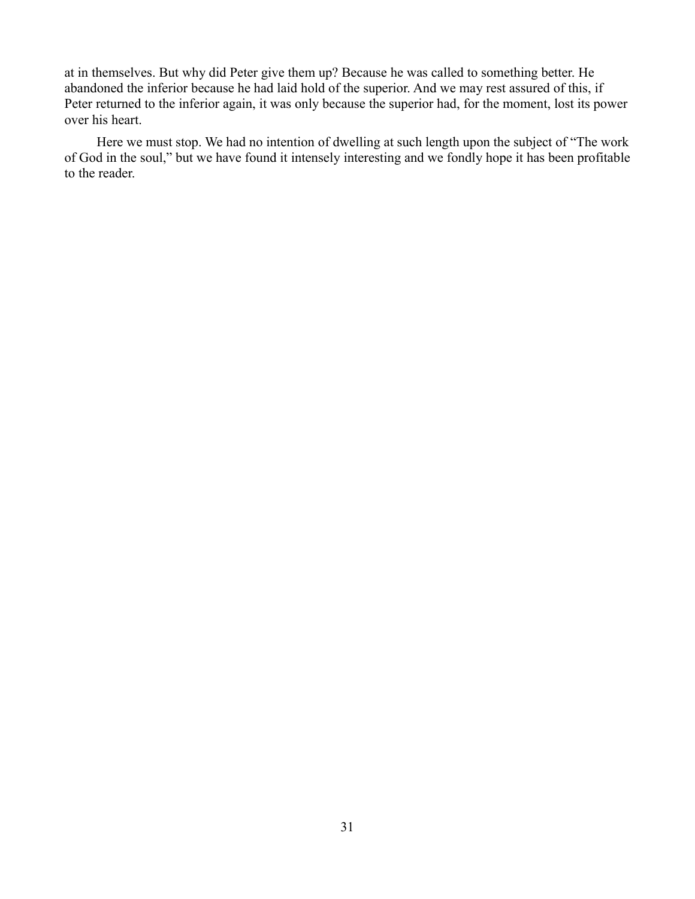at in themselves. But why did Peter give them up? Because he was called to something better. He abandoned the inferior because he had laid hold of the superior. And we may rest assured of this, if Peter returned to the inferior again, it was only because the superior had, for the moment, lost its power over his heart.

Here we must stop. We had no intention of dwelling at such length upon the subject of "The work of God in the soul," but we have found it intensely interesting and we fondly hope it has been profitable to the reader.